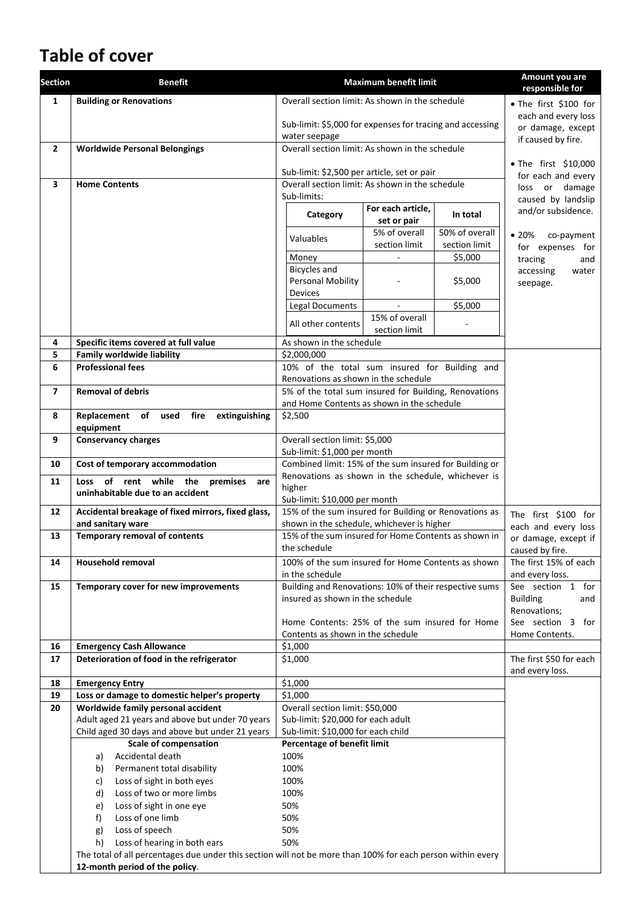# Table of cover

| Section | Benefit | Maximum benefit limit | Amount you are responsible for |
|---|---|---|---|
| 1 | **Building or Renovations** | Overall section limit: As shown in the schedule<br><br>Sub-limit: $5,000 for expenses for tracing and accessing water seepage | • The first $100 for each and every loss or damage, except if caused by fire.<br><br>• The first $10,000 for each and every loss or damage caused by landslip and/or subsidence.<br><br>• 20% co-payment for expenses for tracing and accessing water seepage. |
| 2 | **Worldwide Personal Belongings** | Overall section limit: As shown in the schedule<br><br>Sub-limit: $2,500 per article, set or pair | |
| 3 | **Home Contents** | Overall section limit: As shown in the schedule<br>Sub-limits:<br>**Category** / **For each article, set or pair** / **In total**<br>Valuables: 5% of overall section limit / 50% of overall section limit<br>Money: - / $5,000<br>Bicycles and Personal Mobility Devices: - / $5,000<br>Legal Documents: - / $5,000<br>All other contents: 15% of overall section limit / - | |
| 4 | **Specific items covered at full value** | As shown in the schedule | |
| 5 | **Family worldwide liability** | $2,000,000 | |
| 6 | **Professional fees** | 10% of the total sum insured for Building and Renovations as shown in the schedule | |
| 7 | **Removal of debris** | 5% of the total sum insured for Building, Renovations and Home Contents as shown in the schedule | |
| 8 | **Replacement of used fire extinguishing equipment** | $2,500 | |
| 9 | **Conservancy charges** | Overall section limit: $5,000<br>Sub-limit: $1,000 per month | |
| 10 | **Cost of temporary accommodation** | Combined limit: 15% of the sum insured for Building or Renovations as shown in the schedule, whichever is higher<br>Sub-limit: $10,000 per month | |
| 11 | **Loss of rent while the premises are uninhabitable due to an accident** | | |
| 12 | **Accidental breakage of fixed mirrors, fixed glass, and sanitary ware** | 15% of the sum insured for Building or Renovations as shown in the schedule, whichever is higher | The first $100 for each and every loss or damage, except if caused by fire. |
| 13 | **Temporary removal of contents** | 15% of the sum insured for Home Contents as shown in the schedule | |
| 14 | **Household removal** | 100% of the sum insured for Home Contents as shown in the schedule | The first 15% of each and every loss. |
| 15 | **Temporary cover for new improvements** | Building and Renovations: 10% of their respective sums insured as shown in the schedule<br><br>Home Contents: 25% of the sum insured for Home Contents as shown in the schedule | See section 1 for Building and Renovations;<br>See section 3 for Home Contents. |
| 16 | **Emergency Cash Allowance** | $1,000 | |
| 17 | **Deterioration of food in the refrigerator** | $1,000 | The first $50 for each and every loss. |
| 18 | **Emergency Entry** | $1,000 | |
| 19 | **Loss or damage to domestic helper's property** | $1,000 | |
| 20 | **Worldwide family personal accident**<br>Adult aged 21 years and above but under 70 years<br>Child aged 30 days and above but under 21 years | Overall section limit: $50,000<br>Sub-limit: $20,000 for each adult<br>Sub-limit: $10,000 for each child | |
| | **Scale of compensation** | **Percentage of benefit limit** | |
| | a) Accidental death | 100% | |
| | b) Permanent total disability | 100% | |
| | c) Loss of sight in both eyes | 100% | |
| | d) Loss of two or more limbs | 100% | |
| | e) Loss of sight in one eye | 50% | |
| | f) Loss of one limb | 50% | |
| | g) Loss of speech | 50% | |
| | h) Loss of hearing in both ears | 50% | |
| | The total of all percentages due under this section will not be more than 100% for each person within every **12-month period of the policy**. | | |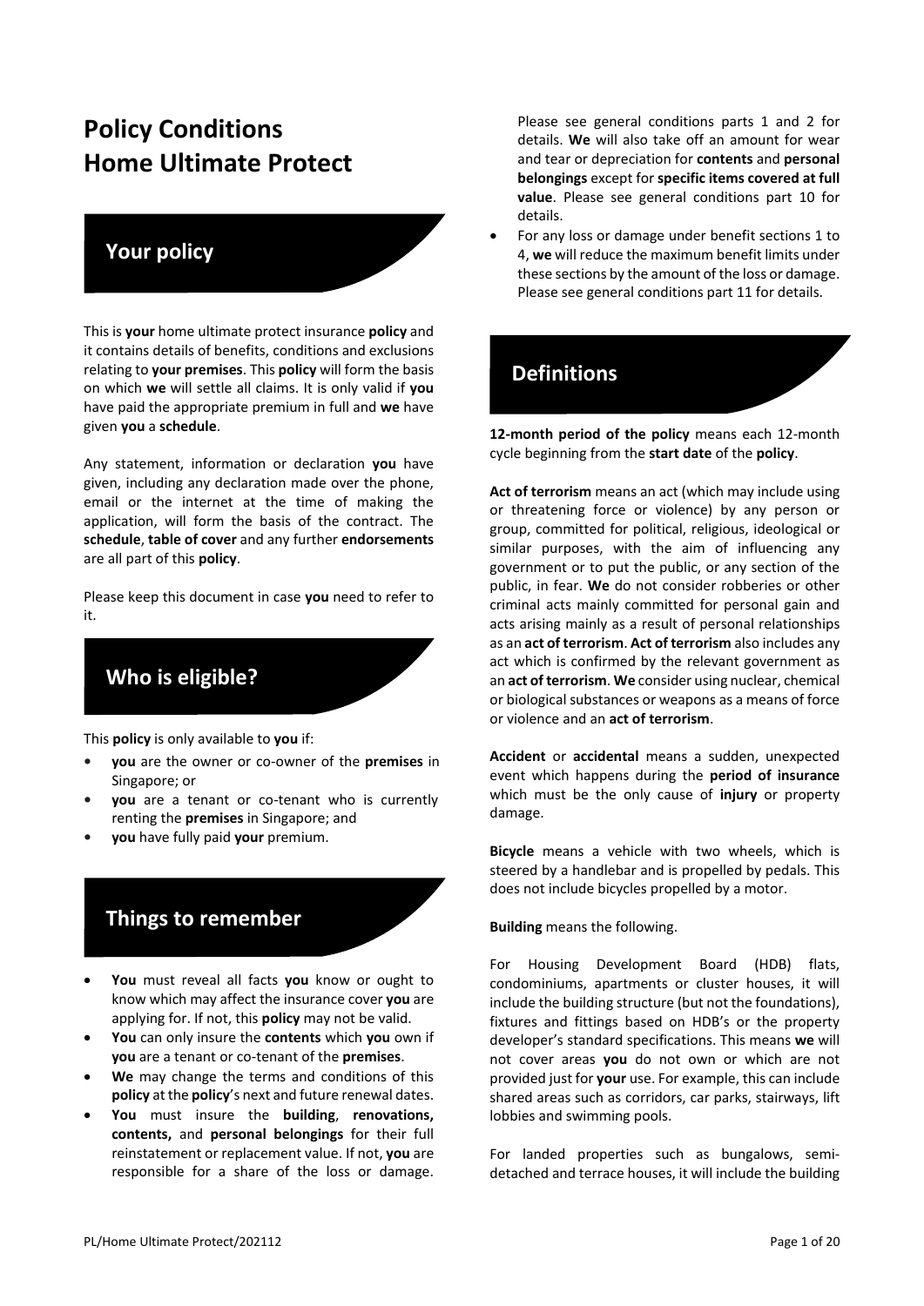# Policy Conditions
# Home Ultimate Protect

## Your policy

This is **your** home ultimate protect insurance **policy** and it contains details of benefits, conditions and exclusions relating to **your premises**. This **policy** will form the basis on which **we** will settle all claims. It is only valid if **you** have paid the appropriate premium in full and **we** have given **you** a **schedule**.

Any statement, information or declaration **you** have given, including any declaration made over the phone, email or the internet at the time of making the application, will form the basis of the contract. The **schedule**, **table of cover** and any further **endorsements** are all part of this **policy**.

Please keep this document in case **you** need to refer to it.

## Who is eligible?

This **policy** is only available to **you** if:

- **you** are the owner or co-owner of the **premises** in Singapore; or
- **you** are a tenant or co-tenant who is currently renting the **premises** in Singapore; and
- **you** have fully paid **your** premium.

## Things to remember

- **You** must reveal all facts **you** know or ought to know which may affect the insurance cover **you** are applying for. If not, this **policy** may not be valid.
- **You** can only insure the **contents** which **you** own if **you** are a tenant or co-tenant of the **premises**.
- **We** may change the terms and conditions of this **policy** at the **policy**'s next and future renewal dates.
- **You** must insure the **building**, **renovations, contents,** and **personal belongings** for their full reinstatement or replacement value. If not, **you** are responsible for a share of the loss or damage. Please see general conditions parts 1 and 2 for details. **We** will also take off an amount for wear and tear or depreciation for **contents** and **personal belongings** except for **specific items covered at full value**. Please see general conditions part 10 for details.
- For any loss or damage under benefit sections 1 to 4, **we** will reduce the maximum benefit limits under these sections by the amount of the loss or damage. Please see general conditions part 11 for details.

## Definitions

**12-month period of the policy** means each 12-month cycle beginning from the **start date** of the **policy**.

**Act of terrorism** means an act (which may include using or threatening force or violence) by any person or group, committed for political, religious, ideological or similar purposes, with the aim of influencing any government or to put the public, or any section of the public, in fear. **We** do not consider robberies or other criminal acts mainly committed for personal gain and acts arising mainly as a result of personal relationships as an **act of terrorism**. **Act of terrorism** also includes any act which is confirmed by the relevant government as an **act of terrorism**. **We** consider using nuclear, chemical or biological substances or weapons as a means of force or violence and an **act of terrorism**.

**Accident** or **accidental** means a sudden, unexpected event which happens during the **period of insurance** which must be the only cause of **injury** or property damage.

**Bicycle** means a vehicle with two wheels, which is steered by a handlebar and is propelled by pedals. This does not include bicycles propelled by a motor.

**Building** means the following.

For Housing Development Board (HDB) flats, condominiums, apartments or cluster houses, it will include the building structure (but not the foundations), fixtures and fittings based on HDB's or the property developer's standard specifications. This means **we** will not cover areas **you** do not own or which are not provided just for **your** use. For example, this can include shared areas such as corridors, car parks, stairways, lift lobbies and swimming pools.

For landed properties such as bungalows, semi-detached and terrace houses, it will include the building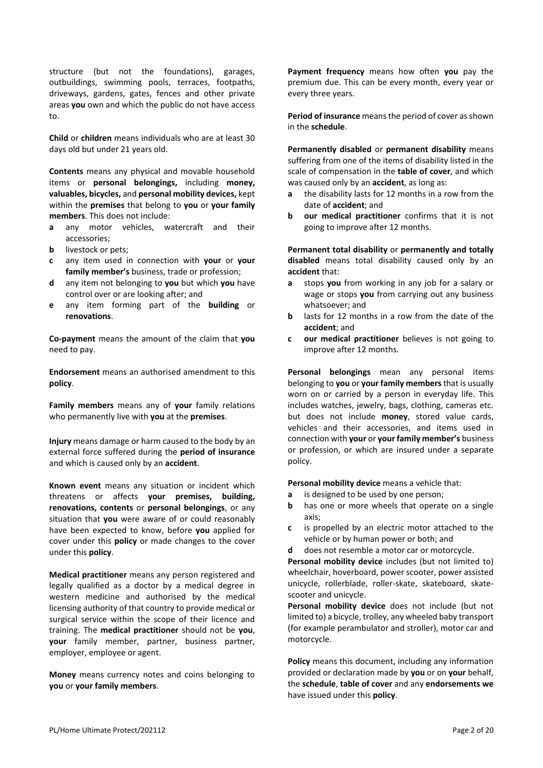structure (but not the foundations), garages, outbuildings, swimming pools, terraces, footpaths, driveways, gardens, gates, fences and other private areas **you** own and which the public do not have access to.

**Child** or **children** means individuals who are at least 30 days old but under 21 years old.

**Contents** means any physical and movable household items or **personal belongings,** including **money, valuables, bicycles,** and **personal mobility devices,** kept within the **premises** that belong to **you** or **your family members**. This does not include:

- **a** any motor vehicles, watercraft and their accessories;
- **b** livestock or pets;
- **c** any item used in connection with **your** or **your family member's** business, trade or profession;
- **d** any item not belonging to **you** but which **you** have control over or are looking after; and
- **e** any item forming part of the **building** or **renovations**.

**Co-payment** means the amount of the claim that **you** need to pay.

**Endorsement** means an authorised amendment to this **policy**.

**Family members** means any of **your** family relations who permanently live with **you** at the **premises**.

**Injury** means damage or harm caused to the body by an external force suffered during the **period of insurance** and which is caused only by an **accident**.

**Known event** means any situation or incident which threatens or affects **your premises, building, renovations, contents** or **personal belongings**, or any situation that **you** were aware of or could reasonably have been expected to know, before **you** applied for cover under this **policy** or made changes to the cover under this **policy**.

**Medical practitioner** means any person registered and legally qualified as a doctor by a medical degree in western medicine and authorised by the medical licensing authority of that country to provide medical or surgical service within the scope of their licence and training. The **medical practitioner** should not be **you**, **your** family member, partner, business partner, employer, employee or agent.

**Money** means currency notes and coins belonging to **you** or **your family members**.

**Payment frequency** means how often **you** pay the premium due. This can be every month, every year or every three years.

**Period of insurance** means the period of cover as shown in the **schedule**.

**Permanently disabled** or **permanent disability** means suffering from one of the items of disability listed in the scale of compensation in the **table of cover**, and which was caused only by an **accident**, as long as:

- **a** the disability lasts for 12 months in a row from the date of **accident**; and
- **b** **our medical practitioner** confirms that it is not going to improve after 12 months.

**Permanent total disability** or **permanently and totally disabled** means total disability caused only by an **accident** that:

- **a** stops **you** from working in any job for a salary or wage or stops **you** from carrying out any business whatsoever; and
- **b** lasts for 12 months in a row from the date of the **accident**; and
- **c** **our medical practitioner** believes is not going to improve after 12 months.

**Personal belongings** mean any personal items belonging to **you** or **your family members** that is usually worn on or carried by a person in everyday life. This includes watches, jewelry, bags, clothing, cameras etc. but does not include **money**, stored value cards, vehicles and their accessories, and items used in connection with **your** or **your family member's** business or profession, or which are insured under a separate policy.

**Personal mobility device** means a vehicle that:

- **a** is designed to be used by one person;
- **b** has one or more wheels that operate on a single axis;
- **c** is propelled by an electric motor attached to the vehicle or by human power or both; and
- **d** does not resemble a motor car or motorcycle.

**Personal mobility device** includes (but not limited to) wheelchair, hoverboard, power scooter, power assisted unicycle, rollerblade, roller-skate, skateboard, skate-scooter and unicycle.

**Personal mobility device** does not include (but not limited to) a bicycle, trolley, any wheeled baby transport (for example perambulator and stroller), motor car and motorcycle.

**Policy** means this document, including any information provided or declaration made by **you** or on **your** behalf, the **schedule**, **table of cover** and any **endorsements we** have issued under this **policy**.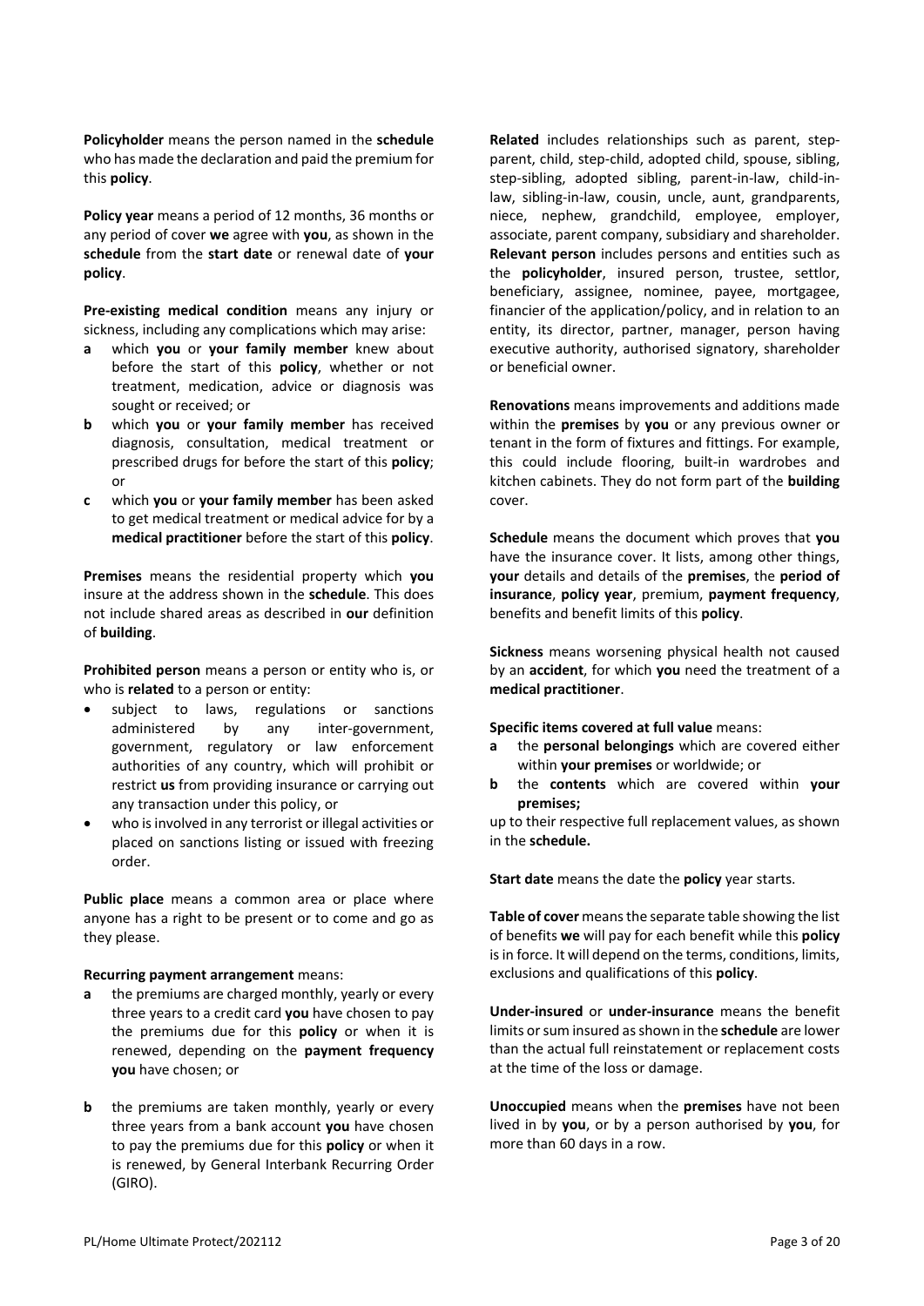**Policyholder** means the person named in the **schedule** who has made the declaration and paid the premium for this **policy**.

**Policy year** means a period of 12 months, 36 months or any period of cover **we** agree with **you**, as shown in the **schedule** from the **start date** or renewal date of **your policy**.

**Pre-existing medical condition** means any injury or sickness, including any complications which may arise:

- **a** which **you** or **your family member** knew about before the start of this **policy**, whether or not treatment, medication, advice or diagnosis was sought or received; or
- **b** which **you** or **your family member** has received diagnosis, consultation, medical treatment or prescribed drugs for before the start of this **policy**; or
- **c** which **you** or **your family member** has been asked to get medical treatment or medical advice for by a **medical practitioner** before the start of this **policy**.

**Premises** means the residential property which **you** insure at the address shown in the **schedule**. This does not include shared areas as described in **our** definition of **building**.

**Prohibited person** means a person or entity who is, or who is **related** to a person or entity:

- subject to laws, regulations or sanctions administered by any inter-government, government, regulatory or law enforcement authorities of any country, which will prohibit or restrict **us** from providing insurance or carrying out any transaction under this policy, or
- who is involved in any terrorist or illegal activities or placed on sanctions listing or issued with freezing order.

**Public place** means a common area or place where anyone has a right to be present or to come and go as they please.

**Recurring payment arrangement** means:

- **a** the premiums are charged monthly, yearly or every three years to a credit card **you** have chosen to pay the premiums due for this **policy** or when it is renewed, depending on the **payment frequency you** have chosen; or
- **b** the premiums are taken monthly, yearly or every three years from a bank account **you** have chosen to pay the premiums due for this **policy** or when it is renewed, by General Interbank Recurring Order (GIRO).

**Related** includes relationships such as parent, step-parent, child, step-child, adopted child, spouse, sibling, step-sibling, adopted sibling, parent-in-law, child-in-law, sibling-in-law, cousin, uncle, aunt, grandparents, niece, nephew, grandchild, employee, employer, associate, parent company, subsidiary and shareholder.

**Relevant person** includes persons and entities such as the **policyholder**, insured person, trustee, settlor, beneficiary, assignee, nominee, payee, mortgagee, financier of the application/policy, and in relation to an entity, its director, partner, manager, person having executive authority, authorised signatory, shareholder or beneficial owner.

**Renovations** means improvements and additions made within the **premises** by **you** or any previous owner or tenant in the form of fixtures and fittings. For example, this could include flooring, built-in wardrobes and kitchen cabinets. They do not form part of the **building** cover.

**Schedule** means the document which proves that **you** have the insurance cover. It lists, among other things, **your** details and details of the **premises**, the **period of insurance**, **policy year**, premium, **payment frequency**, benefits and benefit limits of this **policy**.

**Sickness** means worsening physical health not caused by an **accident**, for which **you** need the treatment of a **medical practitioner**.

**Specific items covered at full value** means:

- **a** the **personal belongings** which are covered either within **your premises** or worldwide; or
- **b** the **contents** which are covered within **your premises;**

up to their respective full replacement values, as shown in the **schedule.**

**Start date** means the date the **policy** year starts.

**Table of cover** means the separate table showing the list of benefits **we** will pay for each benefit while this **policy** is in force. It will depend on the terms, conditions, limits, exclusions and qualifications of this **policy**.

**Under-insured** or **under-insurance** means the benefit limits or sum insured as shown in the **schedule** are lower than the actual full reinstatement or replacement costs at the time of the loss or damage.

**Unoccupied** means when the **premises** have not been lived in by **you**, or by a person authorised by **you**, for more than 60 days in a row.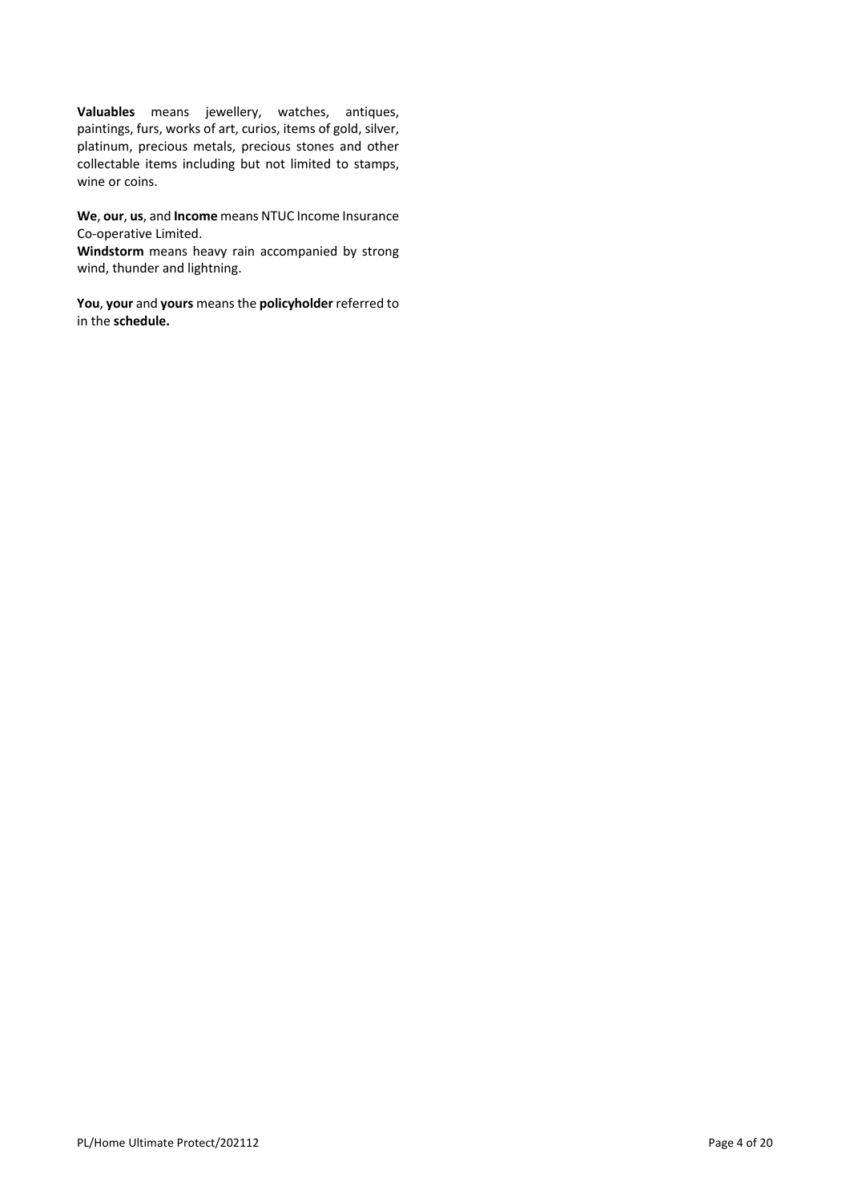**Valuables** means jewellery, watches, antiques, paintings, furs, works of art, curios, items of gold, silver, platinum, precious metals, precious stones and other collectable items including but not limited to stamps, wine or coins.

**We**, **our**, **us**, and **Income** means NTUC Income Insurance Co-operative Limited.

**Windstorm** means heavy rain accompanied by strong wind, thunder and lightning.

**You**, **your** and **yours** means the **policyholder** referred to in the **schedule.**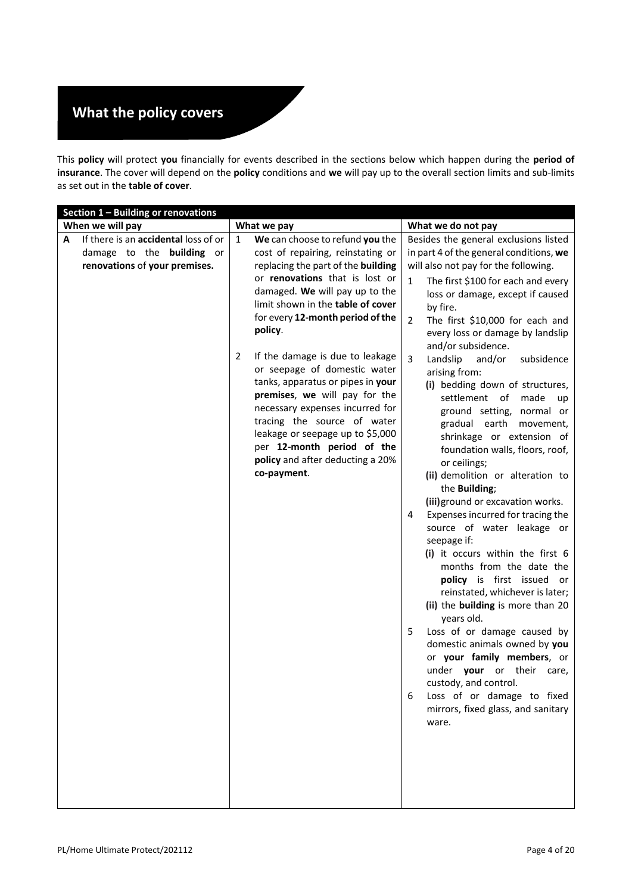# What the policy covers

This **policy** will protect **you** financially for events described in the sections below which happen during the **period of insurance**. The cover will depend on the **policy** conditions and **we** will pay up to the overall section limits and sub-limits as set out in the **table of cover**.

| Section 1 – Building or renovations | | |
|---|---|---|
| **When we will pay** | **What we pay** | **What we do not pay** |
| **A** If there is an **accidental** loss of or damage to the **building** or **renovations** of **your premises.** | 1 **We** can choose to refund **you** the cost of repairing, reinstating or replacing the part of the **building** or **renovations** that is lost or damaged. **We** will pay up to the limit shown in the **table of cover** for every **12-month period of the policy**.<br><br>2 If the damage is due to leakage or seepage of domestic water tanks, apparatus or pipes in **your premises**, **we** will pay for the necessary expenses incurred for tracing the source of water leakage or seepage up to $5,000 per **12-month period of the policy** and after deducting a 20% **co-payment**. | Besides the general exclusions listed in part 4 of the general conditions, **we** will also not pay for the following.<br><br>1 The first $100 for each and every loss or damage, except if caused by fire.<br><br>2 The first $10,000 for each and every loss or damage by landslip and/or subsidence.<br><br>3 Landslip and/or subsidence arising from:<br>(i) bedding down of structures, settlement of made up ground setting, normal or gradual earth movement, shrinkage or extension of foundation walls, floors, roof, or ceilings;<br>(ii) demolition or alteration to the **Building**;<br>(iii) ground or excavation works.<br><br>4 Expenses incurred for tracing the source of water leakage or seepage if:<br>(i) it occurs within the first 6 months from the date the **policy** is first issued or reinstated, whichever is later;<br>(ii) the **building** is more than 20 years old.<br><br>5 Loss of or damage caused by domestic animals owned by **you** or **your family members**, or under **your** or their care, custody, and control.<br><br>6 Loss of or damage to fixed mirrors, fixed glass, and sanitary ware. |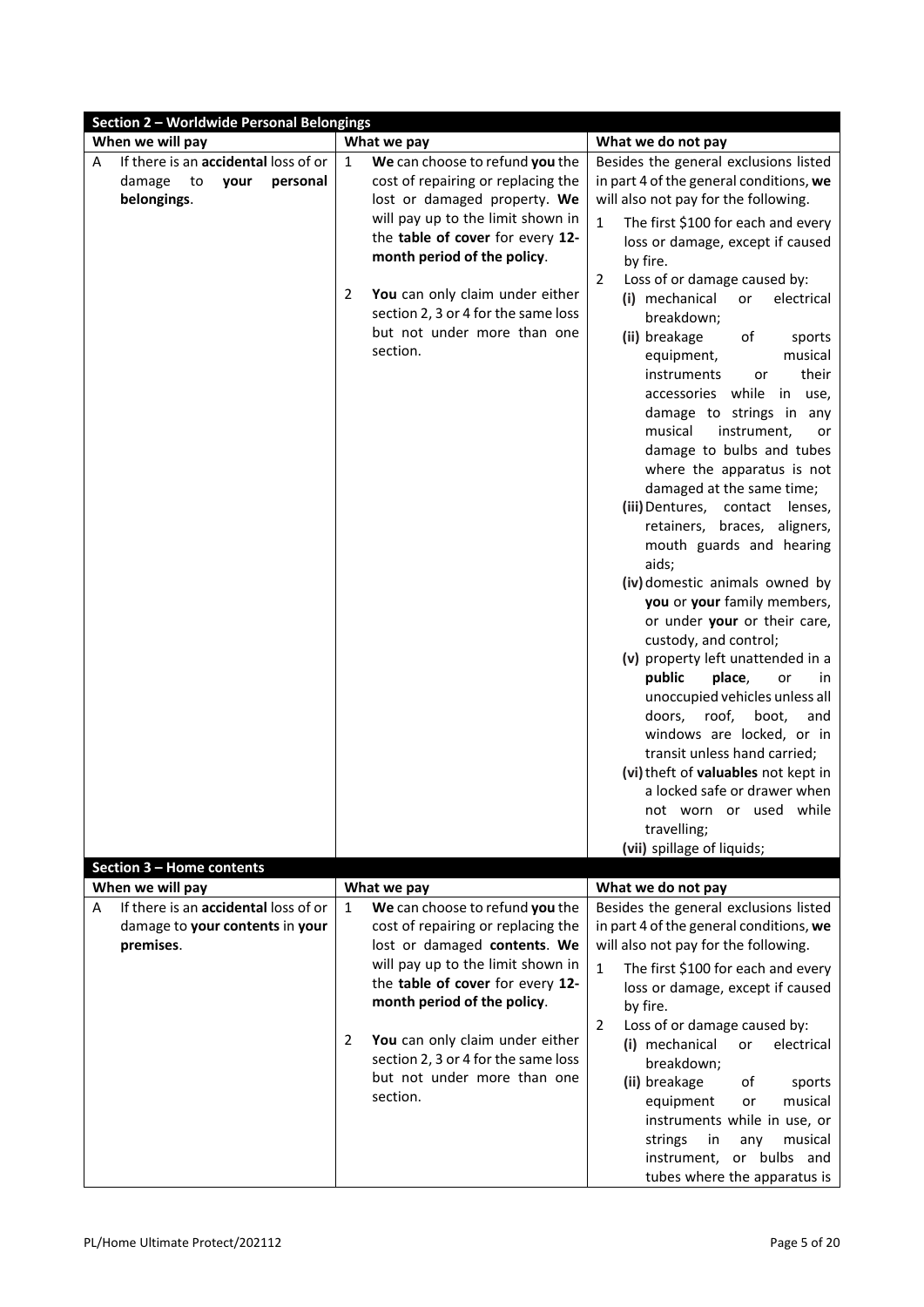## Section 2 – Worldwide Personal Belongings

| When we will pay | What we pay | What we do not pay |
|---|---|---|
| A If there is an **accidental** loss of or damage to **your personal belongings**. | 1 **We** can choose to refund **you** the cost of repairing or replacing the lost or damaged property. **We** will pay up to the limit shown in the **table of cover** for every **12-month period of the policy**.<br><br>2 **You** can only claim under either section 2, 3 or 4 for the same loss but not under more than one section. | Besides the general exclusions listed in part 4 of the general conditions, **we** will also not pay for the following.<br><br>1 The first $100 for each and every loss or damage, except if caused by fire.<br><br>2 Loss of or damage caused by:<br>**(i)** mechanical or electrical breakdown;<br>**(ii)** breakage of sports equipment, musical instruments or their accessories while in use, damage to strings in any musical instrument, or damage to bulbs and tubes where the apparatus is not damaged at the same time;<br>**(iii)** Dentures, contact lenses, retainers, braces, aligners, mouth guards and hearing aids;<br>**(iv)** domestic animals owned by **you** or **your** family members, or under **your** or their care, custody, and control;<br>**(v)** property left unattended in a **public place**, or in unoccupied vehicles unless all doors, roof, boot, and windows are locked, or in transit unless hand carried;<br>**(vi)** theft of **valuables** not kept in a locked safe or drawer when not worn or used while travelling;<br>**(vii)** spillage of liquids; |

## Section 3 – Home contents

| When we will pay | What we pay | What we do not pay |
|---|---|---|
| A If there is an **accidental** loss of or damage to **your contents** in **your premises**. | 1 **We** can choose to refund **you** the cost of repairing or replacing the lost or damaged **contents**. **We** will pay up to the limit shown in the **table of cover** for every **12-month period of the policy**.<br><br>2 **You** can only claim under either section 2, 3 or 4 for the same loss but not under more than one section. | Besides the general exclusions listed in part 4 of the general conditions, **we** will also not pay for the following.<br><br>1 The first $100 for each and every loss or damage, except if caused by fire.<br><br>2 Loss of or damage caused by:<br>**(i)** mechanical or electrical breakdown;<br>**(ii)** breakage of sports equipment or musical instruments while in use, or strings in any musical instrument, or bulbs and tubes where the apparatus is |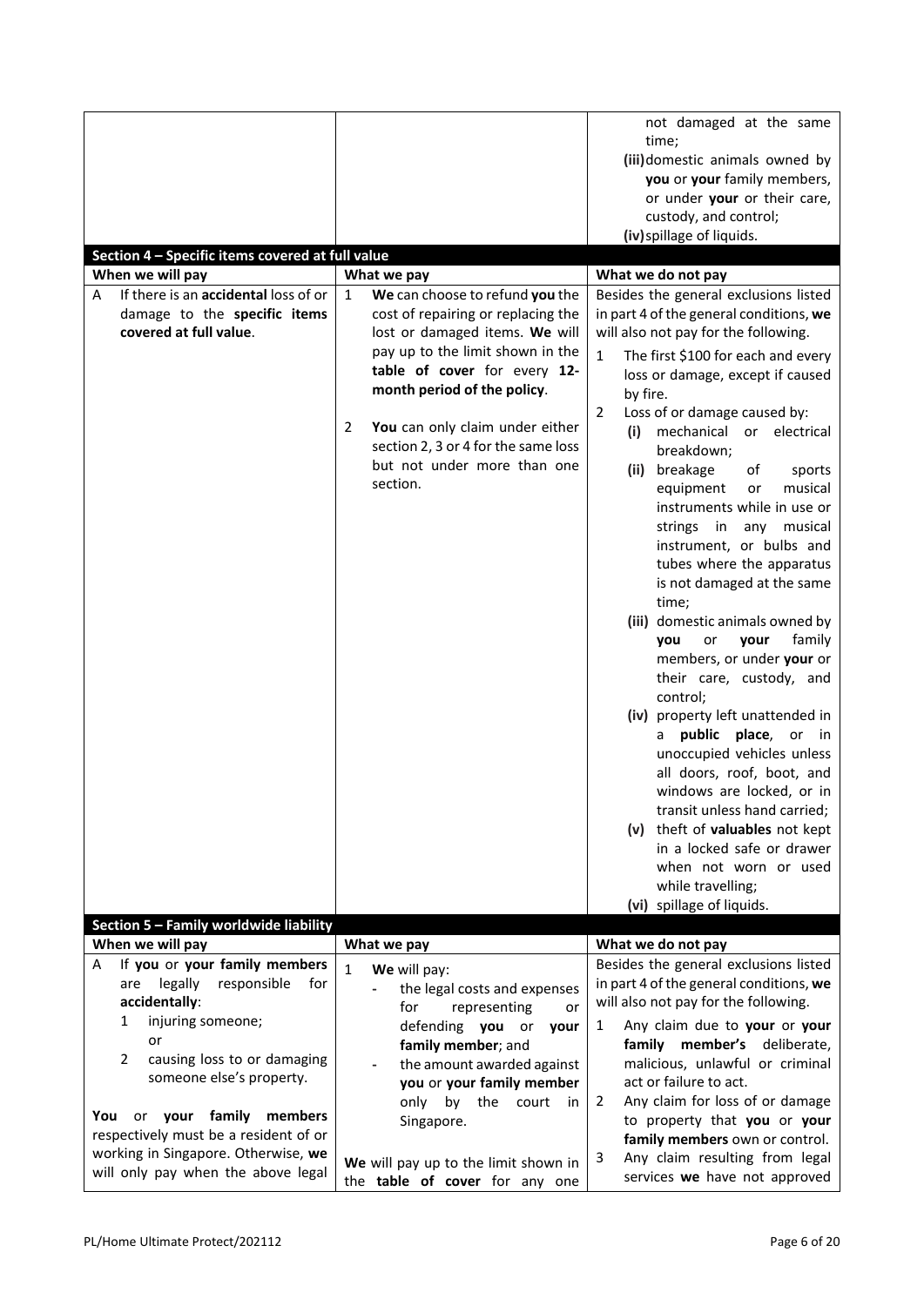| | | |
|---|---|---|
| | | not damaged at the same time;<br>(iii) domestic animals owned by **you** or **your** family members, or under **your** or their care, custody, and control;<br>(iv) spillage of liquids. |

**Section 4 – Specific items covered at full value**

| When we will pay | What we pay | What we do not pay |
|---|---|---|
| A If there is an **accidental** loss of or damage to the **specific items covered at full value**. | 1 **We** can choose to refund **you** the cost of repairing or replacing the lost or damaged items. **We** will pay up to the limit shown in the **table of cover** for every **12-month period of the policy**.<br><br>2 **You** can only claim under either section 2, 3 or 4 for the same loss but not under more than one section. | Besides the general exclusions listed in part 4 of the general conditions, **we** will also not pay for the following.<br><br>1 The first $100 for each and every loss or damage, except if caused by fire.<br><br>2 Loss of or damage caused by:<br>(i) mechanical or electrical breakdown;<br>(ii) breakage of sports equipment or musical instruments while in use or strings in any musical instrument, or bulbs and tubes where the apparatus is not damaged at the same time;<br>(iii) domestic animals owned by **you** or **your** family members, or under **your** or their care, custody, and control;<br>(iv) property left unattended in a **public place**, or in unoccupied vehicles unless all doors, roof, boot, and windows are locked, or in transit unless hand carried;<br>(v) theft of **valuables** not kept in a locked safe or drawer when not worn or used while travelling;<br>(vi) spillage of liquids. |

**Section 5 – Family worldwide liability**

| When we will pay | What we pay | What we do not pay |
|---|---|---|
| A If **you** or **your family members** are legally responsible for **accidentally**:<br>1 injuring someone;<br>or<br>2 causing loss to or damaging someone else's property.<br><br>**You** or **your family members** respectively must be a resident of or working in Singapore. Otherwise, **we** will only pay when the above legal | 1 **We** will pay:<br>- the legal costs and expenses for representing or defending **you** or **your family member**; and<br>- the amount awarded against **you** or **your family member** only by the court in Singapore.<br><br>**We** will pay up to the limit shown in the **table of cover** for any one | Besides the general exclusions listed in part 4 of the general conditions, **we** will also not pay for the following.<br><br>1 Any claim due to **your** or **your family member's** deliberate, malicious, unlawful or criminal act or failure to act.<br><br>2 Any claim for loss of or damage to property that **you** or **your family members** own or control.<br><br>3 Any claim resulting from legal services **we** have not approved |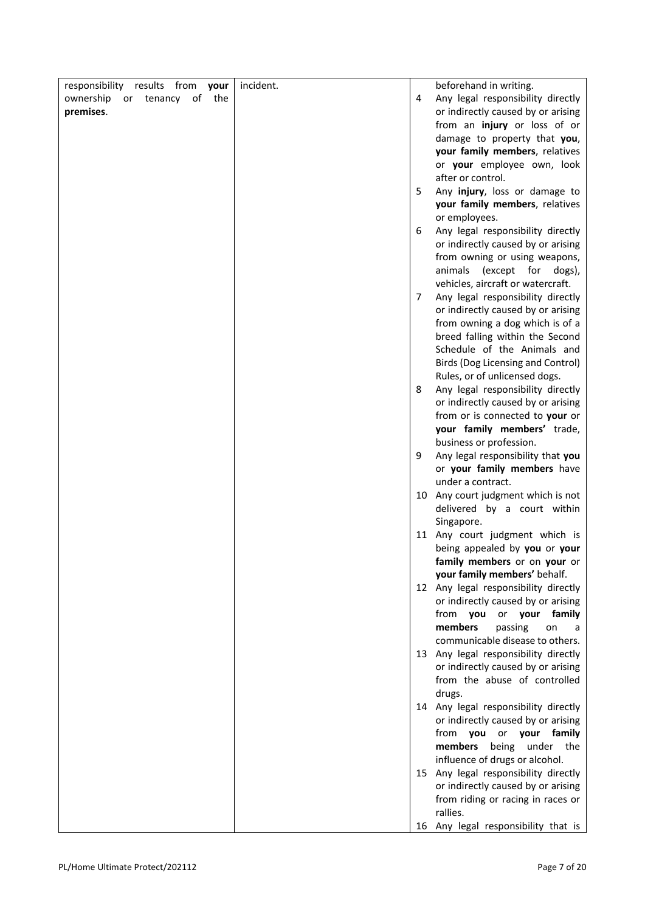| | | |
|---|---|---|
| responsibility results from **your** ownership or tenancy of the **premises**. | incident. | beforehand in writing.<br>4 Any legal responsibility directly or indirectly caused by or arising from an **injury** or loss of or damage to property that **you**, **your family members**, relatives or **your** employee own, look after or control.<br>5 Any **injury**, loss or damage to **your family members**, relatives or employees.<br>6 Any legal responsibility directly or indirectly caused by or arising from owning or using weapons, animals (except for dogs), vehicles, aircraft or watercraft.<br>7 Any legal responsibility directly or indirectly caused by or arising from owning a dog which is of a breed falling within the Second Schedule of the Animals and Birds (Dog Licensing and Control) Rules, or of unlicensed dogs.<br>8 Any legal responsibility directly or indirectly caused by or arising from or is connected to **your** or **your family members'** trade, business or profession.<br>9 Any legal responsibility that **you** or **your family members** have under a contract.<br>10 Any court judgment which is not delivered by a court within Singapore.<br>11 Any court judgment which is being appealed by **you** or **your family members** or on **your** or **your family members'** behalf.<br>12 Any legal responsibility directly or indirectly caused by or arising from **you** or **your family members** passing on a communicable disease to others.<br>13 Any legal responsibility directly or indirectly caused by or arising from the abuse of controlled drugs.<br>14 Any legal responsibility directly or indirectly caused by or arising from **you** or **your family members** being under the influence of drugs or alcohol.<br>15 Any legal responsibility directly or indirectly caused by or arising from riding or racing in races or rallies.<br>16 Any legal responsibility that is |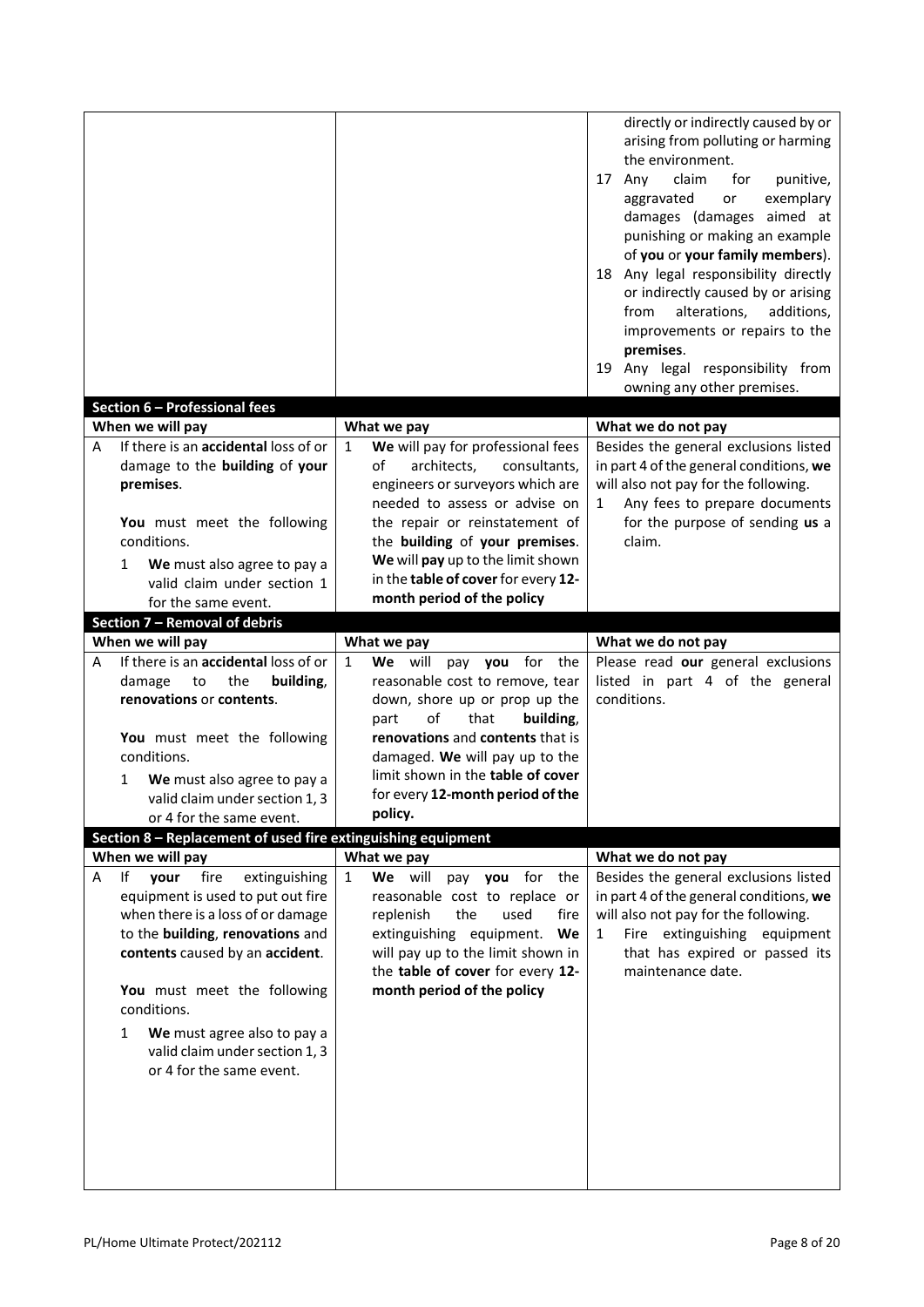| | | |
|---|---|---|
| | | directly or indirectly caused by or arising from polluting or harming the environment.<br>17 Any claim for punitive, aggravated or exemplary damages (damages aimed at punishing or making an example of **you** or **your family members**).<br>18 Any legal responsibility directly or indirectly caused by or arising from alterations, additions, improvements or repairs to the **premises**.<br>19 Any legal responsibility from owning any other premises. |

**Section 6 – Professional fees**

| When we will pay | What we pay | What we do not pay |
|---|---|---|
| A If there is an **accidental** loss of or damage to the **building** of **your premises**.<br><br>**You** must meet the following conditions.<br>1 **We** must also agree to pay a valid claim under section 1 for the same event. | 1 **We** will pay for professional fees of architects, consultants, engineers or surveyors which are needed to assess or advise on the repair or reinstatement of the **building** of **your premises**. **We** will **pay** up to the limit shown in the **table of cover** for every **12-month period of the policy** | Besides the general exclusions listed in part 4 of the general conditions, **we** will also not pay for the following.<br>1 Any fees to prepare documents for the purpose of sending **us** a claim. |

**Section 7 – Removal of debris**

| When we will pay | What we pay | What we do not pay |
|---|---|---|
| A If there is an **accidental** loss of or damage to the **building**, **renovations** or **contents**.<br><br>**You** must meet the following conditions.<br>1 **We** must also agree to pay a valid claim under section 1, 3 or 4 for the same event. | 1 **We** will pay **you** for the reasonable cost to remove, tear down, shore up or prop up the part of that **building**, **renovations** and **contents** that is damaged. **We** will pay up to the limit shown in the **table of cover** for every **12-month period of the policy.** | Please read **our** general exclusions listed in part 4 of the general conditions. |

**Section 8 – Replacement of used fire extinguishing equipment**

| When we will pay | What we pay | What we do not pay |
|---|---|---|
| A If **your** fire extinguishing equipment is used to put out fire when there is a loss of or damage to the **building**, **renovations** and **contents** caused by an **accident**.<br><br>**You** must meet the following conditions.<br>1 **We** must agree also to pay a valid claim under section 1, 3 or 4 for the same event. | 1 **We** will pay **you** for the reasonable cost to replace or replenish the used fire extinguishing equipment. **We** will pay up to the limit shown in the **table of cover** for every **12-month period of the policy** | Besides the general exclusions listed in part 4 of the general conditions, **we** will also not pay for the following.<br>1 Fire extinguishing equipment that has expired or passed its maintenance date. |

PL/Home Ultimate Protect/202112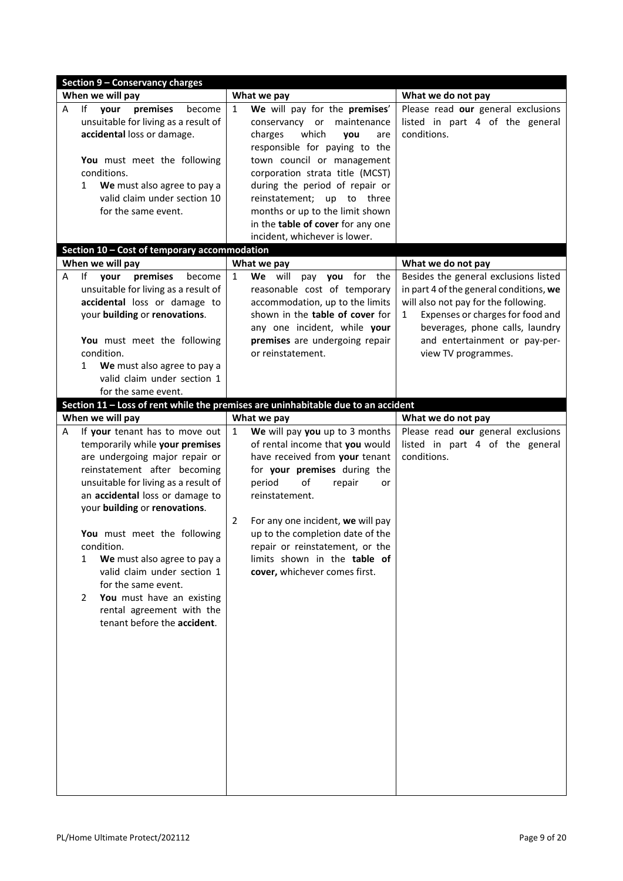**Section 9 – Conservancy charges**

| When we will pay | What we pay | What we do not pay |
|---|---|---|
| A If **your premises** become unsuitable for living as a result of **accidental** loss or damage.<br><br>**You** must meet the following conditions.<br>1 **We** must also agree to pay a valid claim under section 10 for the same event. | 1 **We** will pay for the **premises**' conservancy or maintenance charges which **you** are responsible for paying to the town council or management corporation strata title (MCST) during the period of repair or reinstatement; up to three months or up to the limit shown in the **table of cover** for any one incident, whichever is lower. | Please read **our** general exclusions listed in part 4 of the general conditions. |

**Section 10 – Cost of temporary accommodation**

| When we will pay | What we pay | What we do not pay |
|---|---|---|
| A If **your premises** become unsuitable for living as a result of **accidental** loss or damage to your **building** or **renovations**.<br><br>**You** must meet the following condition.<br>1 **We** must also agree to pay a valid claim under section 1 for the same event. | 1 **We** will pay **you** for the reasonable cost of temporary accommodation, up to the limits shown in the **table of cover** for any one incident, while **your premises** are undergoing repair or reinstatement. | Besides the general exclusions listed in part 4 of the general conditions, **we** will also not pay for the following.<br>1 Expenses or charges for food and beverages, phone calls, laundry and entertainment or pay-per-view TV programmes. |

**Section 11 – Loss of rent while the premises are uninhabitable due to an accident**

| When we will pay | What we pay | What we do not pay |
|---|---|---|
| A If **your** tenant has to move out temporarily while **your premises** are undergoing major repair or reinstatement after becoming unsuitable for living as a result of an **accidental** loss or damage to your **building** or **renovations**.<br><br>**You** must meet the following condition.<br>1 **We** must also agree to pay a valid claim under section 1 for the same event.<br>2 **You** must have an existing rental agreement with the tenant before the **accident**. | 1 **We** will pay **you** up to 3 months of rental income that **you** would have received from **your** tenant for **your premises** during the period of repair or reinstatement.<br><br>2 For any one incident, **we** will pay up to the completion date of the repair or reinstatement, or the limits shown in the **table of cover,** whichever comes first. | Please read **our** general exclusions listed in part 4 of the general conditions. |

PL/Home Ultimate Protect/202112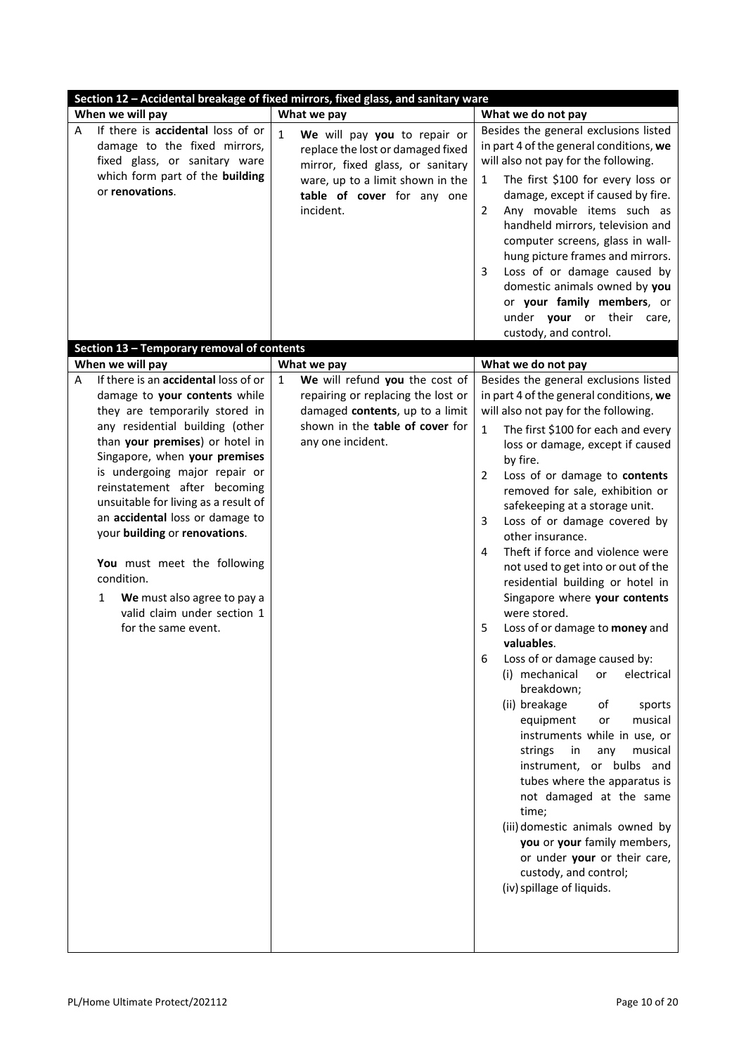## Section 12 – Accidental breakage of fixed mirrors, fixed glass, and sanitary ware

| When we will pay | What we pay | What we do not pay |
|---|---|---|
| A If there is **accidental** loss of or damage to the fixed mirrors, fixed glass, or sanitary ware which form part of the **building** or **renovations**. | 1 **We** will pay **you** to repair or replace the lost or damaged fixed mirror, fixed glass, or sanitary ware, up to a limit shown in the **table of cover** for any one incident. | Besides the general exclusions listed in part 4 of the general conditions, **we** will also not pay for the following.<br>1 The first $100 for every loss or damage, except if caused by fire.<br>2 Any movable items such as handheld mirrors, television and computer screens, glass in wall-hung picture frames and mirrors.<br>3 Loss of or damage caused by domestic animals owned by **you** or **your family members**, or under **your** or their care, custody, and control. |

## Section 13 – Temporary removal of contents

| When we will pay | What we pay | What we do not pay |
|---|---|---|
| A If there is an **accidental** loss of or damage to **your contents** while they are temporarily stored in any residential building (other than **your premises**) or hotel in Singapore, when **your premises** is undergoing major repair or reinstatement after becoming unsuitable for living as a result of an **accidental** loss or damage to your **building** or **renovations**.<br><br>**You** must meet the following condition.<br>1 **We** must also agree to pay a valid claim under section 1 for the same event. | 1 **We** will refund **you** the cost of repairing or replacing the lost or damaged **contents**, up to a limit shown in the **table of cover** for any one incident. | Besides the general exclusions listed in part 4 of the general conditions, **we** will also not pay for the following.<br>1 The first $100 for each and every loss or damage, except if caused by fire.<br>2 Loss of or damage to **contents** removed for sale, exhibition or safekeeping at a storage unit.<br>3 Loss of or damage covered by other insurance.<br>4 Theft if force and violence were not used to get into or out of the residential building or hotel in Singapore where **your contents** were stored.<br>5 Loss of or damage to **money** and **valuables**.<br>6 Loss of or damage caused by:<br>(i) mechanical or electrical breakdown;<br>(ii) breakage of sports equipment or musical instruments while in use, or strings in any musical instrument, or bulbs and tubes where the apparatus is not damaged at the same time;<br>(iii) domestic animals owned by **you** or **your** family members, or under **your** or their care, custody, and control;<br>(iv) spillage of liquids. |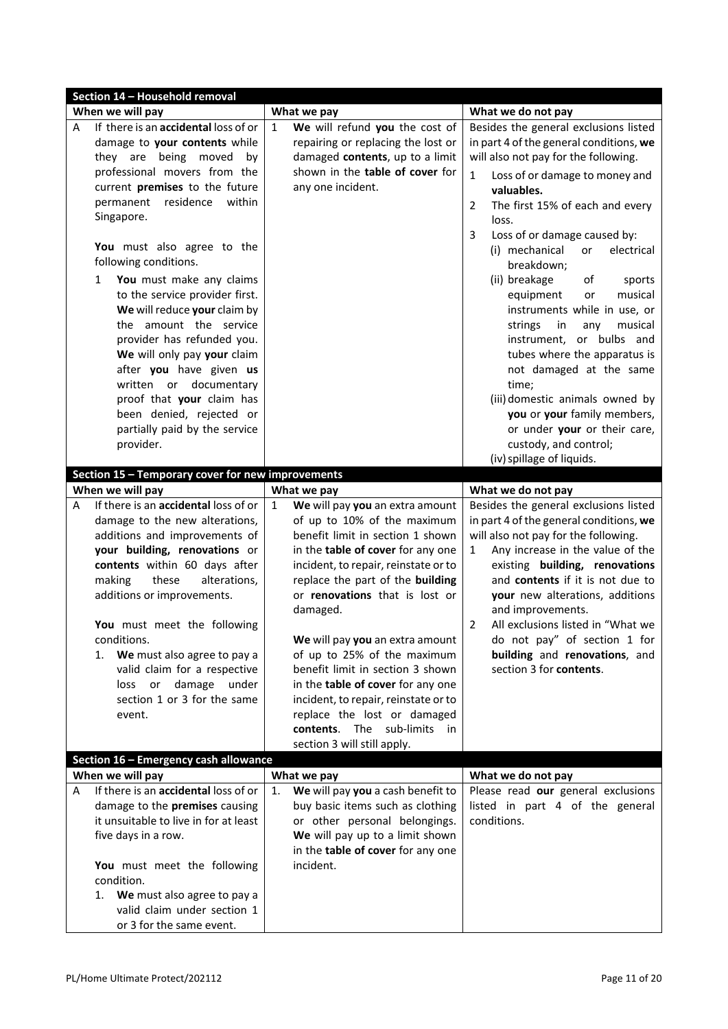## Section 14 – Household removal

| When we will pay | What we pay | What we do not pay |
|---|---|---|
| A If there is an **accidental** loss of or damage to **your contents** while they are being moved by professional movers from the current **premises** to the future permanent residence within Singapore.<br><br>**You** must also agree to the following conditions.<br>1 **You** must make any claims to the service provider first. **We** will reduce **your** claim by the amount the service provider has refunded you. **We** will only pay **your** claim after **you** have given **us** written or documentary proof that **your** claim has been denied, rejected or partially paid by the service provider. | 1 **We** will refund **you** the cost of repairing or replacing the lost or damaged **contents**, up to a limit shown in the **table of cover** for any one incident. | Besides the general exclusions listed in part 4 of the general conditions, **we** will also not pay for the following.<br>1 Loss of or damage to money and **valuables.**<br>2 The first 15% of each and every loss.<br>3 Loss of or damage caused by:<br>(i) mechanical or electrical breakdown;<br>(ii) breakage of sports equipment or musical instruments while in use, or strings in any musical instrument, or bulbs and tubes where the apparatus is not damaged at the same time;<br>(iii) domestic animals owned by **you** or **your** family members, or under **your** or their care, custody, and control;<br>(iv) spillage of liquids. |

## Section 15 – Temporary cover for new improvements

| When we will pay | What we pay | What we do not pay |
|---|---|---|
| A If there is an **accidental** loss of or damage to the new alterations, additions and improvements of **your building, renovations** or **contents** within 60 days after making these alterations, additions or improvements.<br><br>**You** must meet the following conditions.<br>1. **We** must also agree to pay a valid claim for a respective loss or damage under section 1 or 3 for the same event. | 1 **We** will pay **you** an extra amount of up to 10% of the maximum benefit limit in section 1 shown in the **table of cover** for any one incident, to repair, reinstate or to replace the part of the **building** or **renovations** that is lost or damaged.<br><br>**We** will pay **you** an extra amount of up to 25% of the maximum benefit limit in section 3 shown in the **table of cover** for any one incident, to repair, reinstate or to replace the lost or damaged **contents**. The sub-limits in section 3 will still apply. | Besides the general exclusions listed in part 4 of the general conditions, **we** will also not pay for the following.<br>1 Any increase in the value of the existing **building, renovations** and **contents** if it is not due to **your** new alterations, additions and improvements.<br>2 All exclusions listed in "What we do not pay" of section 1 for **building** and **renovations**, and section 3 for **contents**. |

## Section 16 – Emergency cash allowance

| When we will pay | What we pay | What we do not pay |
|---|---|---|
| A If there is an **accidental** loss of or damage to the **premises** causing it unsuitable to live in for at least five days in a row.<br><br>**You** must meet the following condition.<br>1. **We** must also agree to pay a valid claim under section 1 or 3 for the same event. | 1. **We** will pay **you** a cash benefit to buy basic items such as clothing or other personal belongings. **We** will pay up to a limit shown in the **table of cover** for any one incident. | Please read **our** general exclusions listed in part 4 of the general conditions. |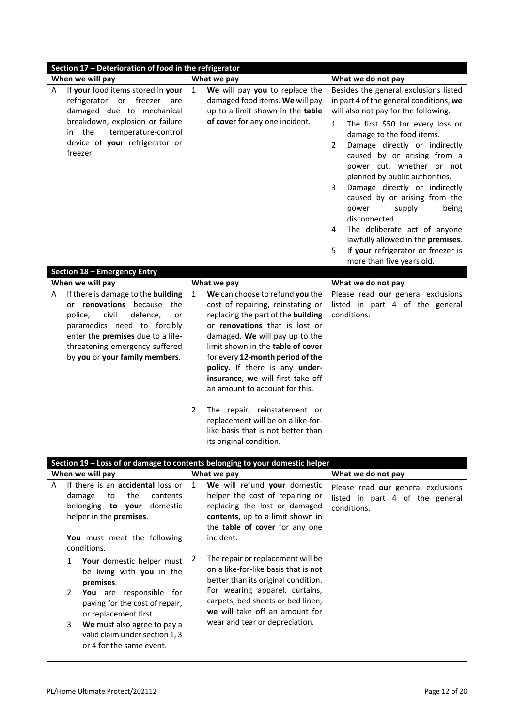## Section 17 – Deterioration of food in the refrigerator

| When we will pay | What we pay | What we do not pay |
|---|---|---|
| A If **your** food items stored in **your** refrigerator or freezer are damaged due to mechanical breakdown, explosion or failure in the temperature-control device of **your** refrigerator or freezer. | 1 **We** will pay **you** to replace the damaged food items. **We** will pay up to a limit shown in the **table of cover** for any one incident. | Besides the general exclusions listed in part 4 of the general conditions, **we** will also not pay for the following.<br>1 The first $50 for every loss or damage to the food items.<br>2 Damage directly or indirectly caused by or arising from a power cut, whether or not planned by public authorities.<br>3 Damage directly or indirectly caused by or arising from the power supply being disconnected.<br>4 The deliberate act of anyone lawfully allowed in the **premises**.<br>5 If **your** refrigerator or freezer is more than five years old. |

## Section 18 – Emergency Entry

| When we will pay | What we pay | What we do not pay |
|---|---|---|
| A If there is damage to the **building** or **renovations** because the police, civil defence, or paramedics need to forcibly enter the **premises** due to a life-threatening emergency suffered by **you** or **your family members**. | 1 **We** can choose to refund **you** the cost of repairing, reinstating or replacing the part of the **building** or **renovations** that is lost or damaged. **We** will pay up to the limit shown in the **table of cover** for every **12-month period of the policy**. If there is any **under-insurance**, **we** will first take off an amount to account for this.<br><br>2 The repair, reinstatement or replacement will be on a like-for-like basis that is not better than its original condition. | Please read **our** general exclusions listed in part 4 of the general conditions. |

## Section 19 – Loss of or damage to contents belonging to your domestic helper

| When we will pay | What we pay | What we do not pay |
|---|---|---|
| A If there is an **accidental** loss or damage to the contents belonging **to your** domestic helper in the **premises**.<br><br>**You** must meet the following conditions.<br>1 **Your** domestic helper must be living with **you** in the **premises**.<br>2 **You** are responsible for paying for the cost of repair, or replacement first.<br>3 **We** must also agree to pay a valid claim under section 1, 3 or 4 for the same event. | 1 **We** will refund **your** domestic helper the cost of repairing or replacing the lost or damaged **contents**, up to a limit shown in the **table of cover** for any one incident.<br><br>2 The repair or replacement will be on a like-for-like basis that is not better than its original condition. For wearing apparel, curtains, carpets, bed sheets or bed linen, **we** will take off an amount for wear and tear or depreciation. | Please read **our** general exclusions listed in part 4 of the general conditions. |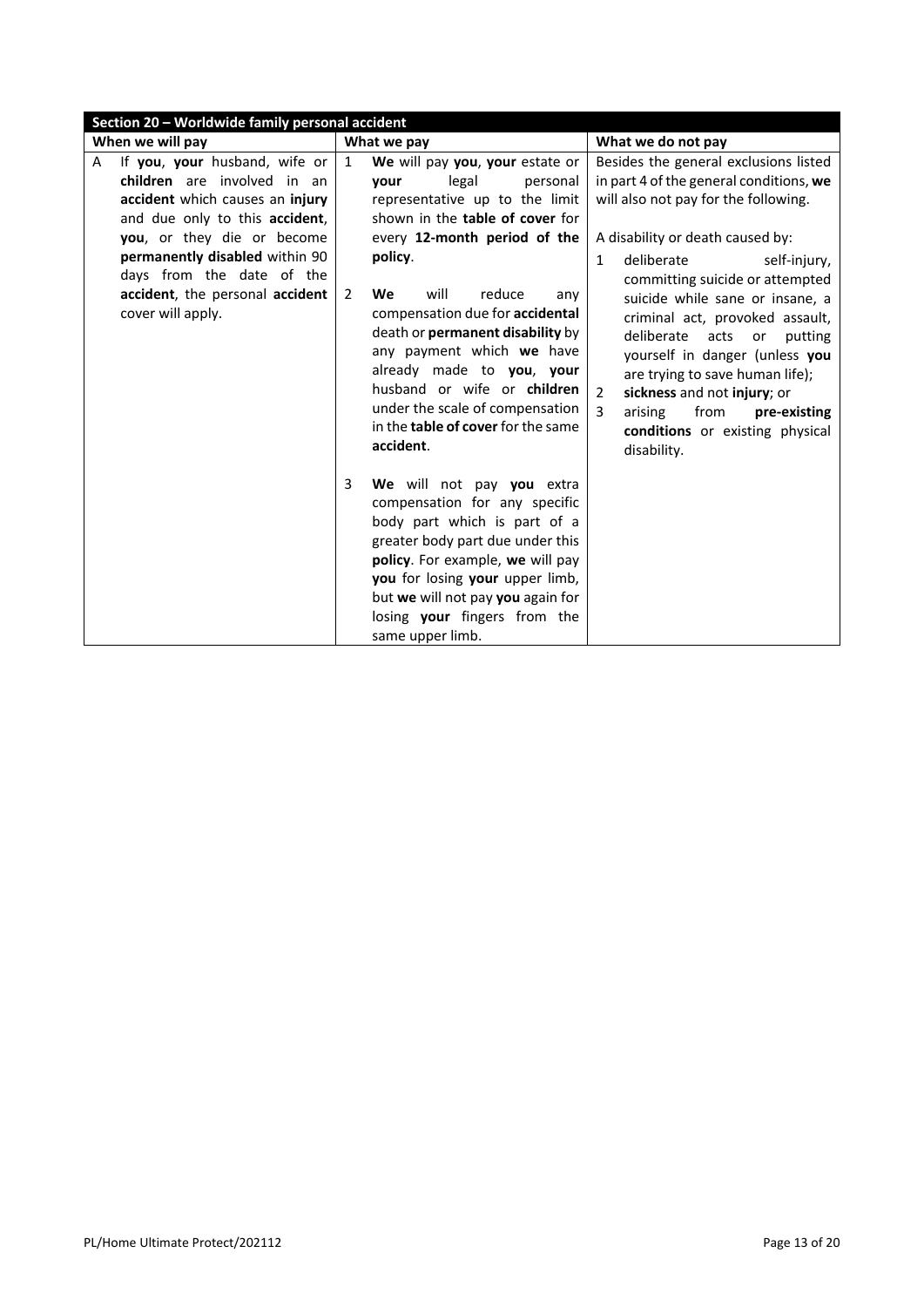| Section 20 – Worldwide family personal accident | | |
|---|---|---|
| **When we will pay** | **What we pay** | **What we do not pay** |
| A If **you**, **your** husband, wife or **children** are involved in an **accident** which causes an **injury** and due only to this **accident**, **you**, or they die or become **permanently disabled** within 90 days from the date of the **accident**, the personal **accident** cover will apply. | 1 **We** will pay **you**, **your** estate or **your** legal personal representative up to the limit shown in the **table of cover** for every **12-month period of the policy**.<br><br>2 **We** will reduce any compensation due for **accidental** death or **permanent disability** by any payment which **we** have already made to **you**, **your** husband or wife or **children** under the scale of compensation in the **table of cover** for the same **accident**.<br><br>3 **We** will not pay **you** extra compensation for any specific body part which is part of a greater body part due under this **policy**. For example, **we** will pay **you** for losing **your** upper limb, but **we** will not pay **you** again for losing **your** fingers from the same upper limb. | Besides the general exclusions listed in part 4 of the general conditions, **we** will also not pay for the following.<br><br>A disability or death caused by:<br>1 deliberate self-injury, committing suicide or attempted suicide while sane or insane, a criminal act, provoked assault, deliberate acts or putting yourself in danger (unless **you** are trying to save human life);<br>2 **sickness** and not **injury**; or<br>3 arising from **pre-existing conditions** or existing physical disability. |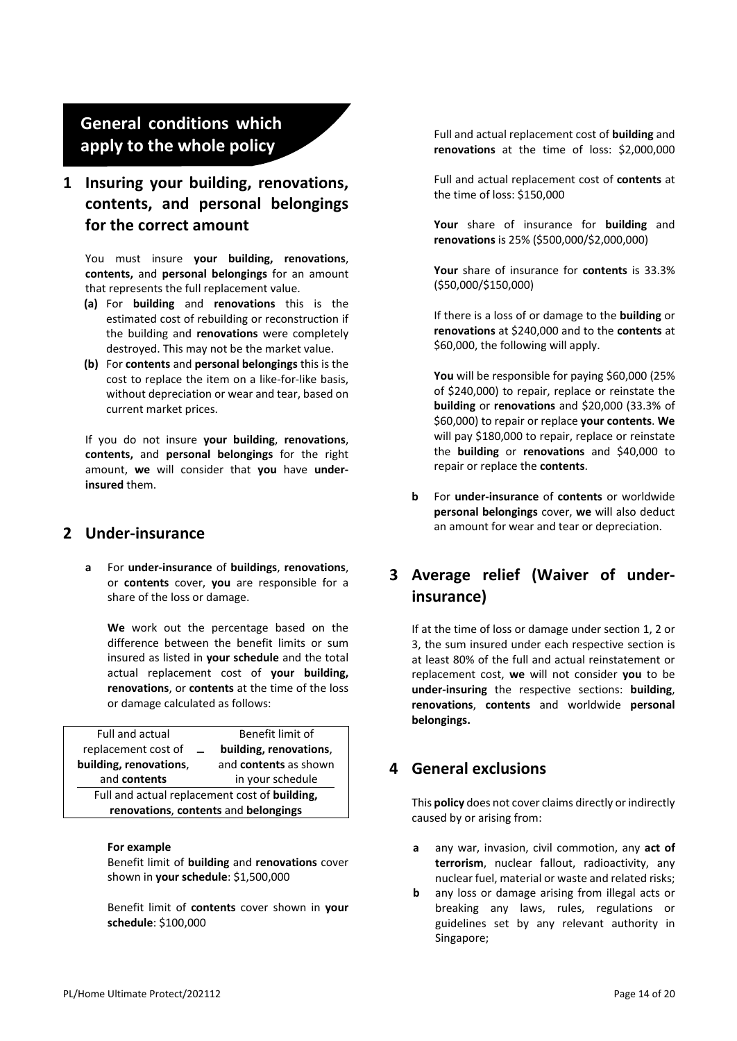# General conditions which apply to the whole policy

## 1 Insuring your building, renovations, contents, and personal belongings for the correct amount

You must insure **your building, renovations**, **contents,** and **personal belongings** for an amount that represents the full replacement value.

**(a)** For **building** and **renovations** this is the estimated cost of rebuilding or reconstruction if the building and **renovations** were completely destroyed. This may not be the market value.

**(b)** For **contents** and **personal belongings** this is the cost to replace the item on a like-for-like basis, without depreciation or wear and tear, based on current market prices.

If you do not insure **your building**, **renovations**, **contents,** and **personal belongings** for the right amount, **we** will consider that **you** have **under-insured** them.

## 2 Under-insurance

**a** For **under-insurance** of **buildings**, **renovations**, or **contents** cover, **you** are responsible for a share of the loss or damage.

**We** work out the percentage based on the difference between the benefit limits or sum insured as listed in **your schedule** and the total actual replacement cost of **your building, renovations**, or **contents** at the time of the loss or damage calculated as follows:

$$\frac{\text{Full and actual replacement cost of } \textbf{building, renovations}\text{, and } \textbf{contents} - \text{Benefit limit of } \textbf{building, renovations}\text{, and } \textbf{contents} \text{ as shown in your schedule}}{\text{Full and actual replacement cost of } \textbf{building, renovations, contents} \text{ and } \textbf{belongings}}$$

**For example**

Benefit limit of **building** and **renovations** cover shown in **your schedule**: $1,500,000

Benefit limit of **contents** cover shown in **your schedule**: $100,000

Full and actual replacement cost of **building** and **renovations** at the time of loss: $2,000,000

Full and actual replacement cost of **contents** at the time of loss: $150,000

**Your** share of insurance for **building** and **renovations** is 25% ($500,000/$2,000,000)

**Your** share of insurance for **contents** is 33.3% ($50,000/$150,000)

If there is a loss of or damage to the **building** or **renovations** at $240,000 and to the **contents** at $60,000, the following will apply.

**You** will be responsible for paying $60,000 (25% of $240,000) to repair, replace or reinstate the **building** or **renovations** and $20,000 (33.3% of $60,000) to repair or replace **your contents**. **We** will pay $180,000 to repair, replace or reinstate the **building** or **renovations** and $40,000 to repair or replace the **contents**.

**b** For **under-insurance** of **contents** or worldwide **personal belongings** cover, **we** will also deduct an amount for wear and tear or depreciation.

## 3 Average relief (Waiver of under-insurance)

If at the time of loss or damage under section 1, 2 or 3, the sum insured under each respective section is at least 80% of the full and actual reinstatement or replacement cost, **we** will not consider **you** to be **under-insuring** the respective sections: **building**, **renovations**, **contents** and worldwide **personal belongings.**

## 4 General exclusions

This **policy** does not cover claims directly or indirectly caused by or arising from:

**a** any war, invasion, civil commotion, any **act of terrorism**, nuclear fallout, radioactivity, any nuclear fuel, material or waste and related risks;

**b** any loss or damage arising from illegal acts or breaking any laws, rules, regulations or guidelines set by any relevant authority in Singapore;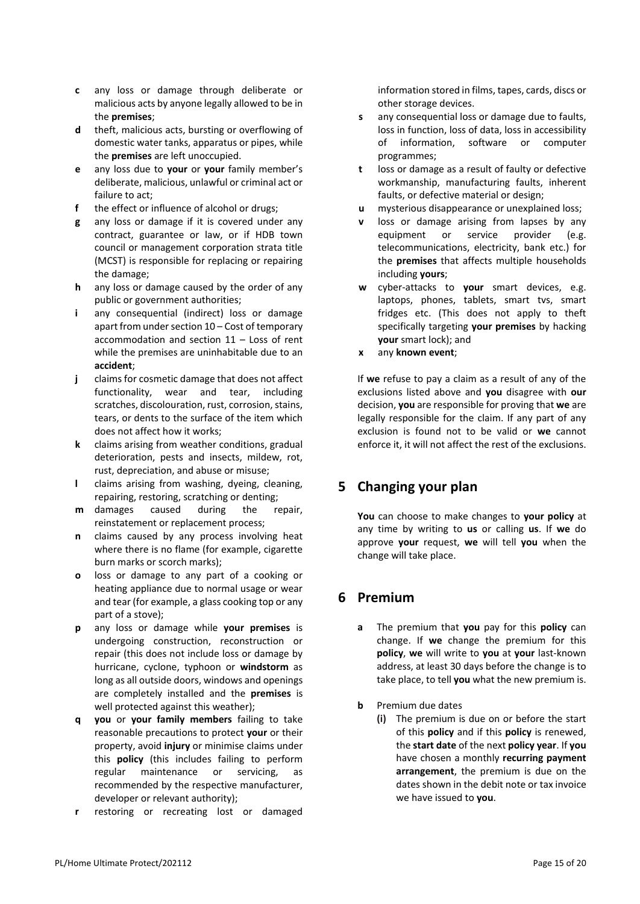**c** any loss or damage through deliberate or malicious acts by anyone legally allowed to be in the **premises**;

**d** theft, malicious acts, bursting or overflowing of domestic water tanks, apparatus or pipes, while the **premises** are left unoccupied.

**e** any loss due to **your** or **your** family member's deliberate, malicious, unlawful or criminal act or failure to act;

**f** the effect or influence of alcohol or drugs;

**g** any loss or damage if it is covered under any contract, guarantee or law, or if HDB town council or management corporation strata title (MCST) is responsible for replacing or repairing the damage;

**h** any loss or damage caused by the order of any public or government authorities;

**i** any consequential (indirect) loss or damage apart from under section 10 – Cost of temporary accommodation and section 11 – Loss of rent while the premises are uninhabitable due to an **accident**;

**j** claims for cosmetic damage that does not affect functionality, wear and tear, including scratches, discolouration, rust, corrosion, stains, tears, or dents to the surface of the item which does not affect how it works;

**k** claims arising from weather conditions, gradual deterioration, pests and insects, mildew, rot, rust, depreciation, and abuse or misuse;

**l** claims arising from washing, dyeing, cleaning, repairing, restoring, scratching or denting;

**m** damages caused during the repair, reinstatement or replacement process;

**n** claims caused by any process involving heat where there is no flame (for example, cigarette burn marks or scorch marks);

**o** loss or damage to any part of a cooking or heating appliance due to normal usage or wear and tear (for example, a glass cooking top or any part of a stove);

**p** any loss or damage while **your premises** is undergoing construction, reconstruction or repair (this does not include loss or damage by hurricane, cyclone, typhoon or **windstorm** as long as all outside doors, windows and openings are completely installed and the **premises** is well protected against this weather);

**q** **you** or **your family members** failing to take reasonable precautions to protect **your** or their property, avoid **injury** or minimise claims under this **policy** (this includes failing to perform regular maintenance or servicing, as recommended by the respective manufacturer, developer or relevant authority);

**r** restoring or recreating lost or damaged information stored in films, tapes, cards, discs or other storage devices.

**s** any consequential loss or damage due to faults, loss in function, loss of data, loss in accessibility of information, software or computer programmes;

**t** loss or damage as a result of faulty or defective workmanship, manufacturing faults, inherent faults, or defective material or design;

**u** mysterious disappearance or unexplained loss;

**v** loss or damage arising from lapses by any equipment or service provider (e.g. telecommunications, electricity, bank etc.) for the **premises** that affects multiple households including **yours**;

**w** cyber-attacks to **your** smart devices, e.g. laptops, phones, tablets, smart tvs, smart fridges etc. (This does not apply to theft specifically targeting **your premises** by hacking **your** smart lock); and

**x** any **known event**;

If **we** refuse to pay a claim as a result of any of the exclusions listed above and **you** disagree with **our** decision, **you** are responsible for proving that **we** are legally responsible for the claim. If any part of any exclusion is found not to be valid or **we** cannot enforce it, it will not affect the rest of the exclusions.

## 5 Changing your plan

**You** can choose to make changes to **your policy** at any time by writing to **us** or calling **us**. If **we** do approve **your** request, **we** will tell **you** when the change will take place.

## 6 Premium

**a** The premium that **you** pay for this **policy** can change. If **we** change the premium for this **policy**, **we** will write to **you** at **your** last-known address, at least 30 days before the change is to take place, to tell **you** what the new premium is.

**b** Premium due dates

**(i)** The premium is due on or before the start of this **policy** and if this **policy** is renewed, the **start date** of the next **policy year**. If **you** have chosen a monthly **recurring payment arrangement**, the premium is due on the dates shown in the debit note or tax invoice we have issued to **you**.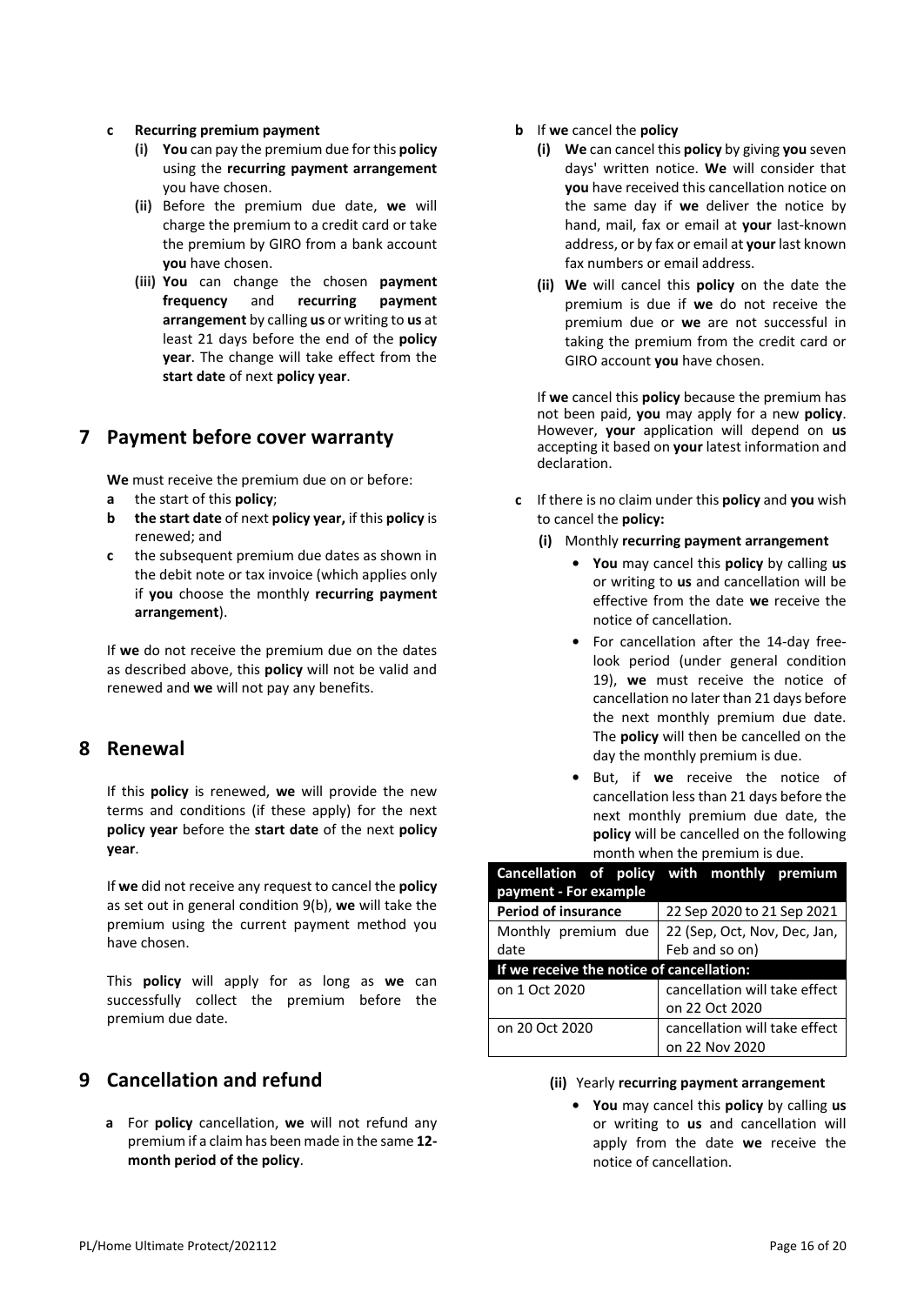**c Recurring premium payment**

- **(i)** **You** can pay the premium due for this **policy** using the **recurring payment arrangement** you have chosen.
- **(ii)** Before the premium due date, **we** will charge the premium to a credit card or take the premium by GIRO from a bank account **you** have chosen.
- **(iii)** **You** can change the chosen **payment frequency** and **recurring payment arrangement** by calling **us** or writing to **us** at least 21 days before the end of the **policy year**. The change will take effect from the **start date** of next **policy year**.

## 7 Payment before cover warranty

**We** must receive the premium due on or before:

- **a** the start of this **policy**;
- **b** **the start date** of next **policy year,** if this **policy** is renewed; and
- **c** the subsequent premium due dates as shown in the debit note or tax invoice (which applies only if **you** choose the monthly **recurring payment arrangement**).

If **we** do not receive the premium due on the dates as described above, this **policy** will not be valid and renewed and **we** will not pay any benefits.

## 8 Renewal

If this **policy** is renewed, **we** will provide the new terms and conditions (if these apply) for the next **policy year** before the **start date** of the next **policy year**.

If **we** did not receive any request to cancel the **policy** as set out in general condition 9(b), **we** will take the premium using the current payment method you have chosen.

This **policy** will apply for as long as **we** can successfully collect the premium before the premium due date.

## 9 Cancellation and refund

**a** For **policy** cancellation, **we** will not refund any premium if a claim has been made in the same **12-month period of the policy**.

**b** If **we** cancel the **policy**

- **(i)** **We** can cancel this **policy** by giving **you** seven days' written notice. **We** will consider that **you** have received this cancellation notice on the same day if **we** deliver the notice by hand, mail, fax or email at **your** last-known address, or by fax or email at **your** last known fax numbers or email address.
- **(ii)** **We** will cancel this **policy** on the date the premium is due if **we** do not receive the premium due or **we** are not successful in taking the premium from the credit card or GIRO account **you** have chosen.

If **we** cancel this **policy** because the premium has not been paid, **you** may apply for a new **policy**. However, **your** application will depend on **us** accepting it based on **your** latest information and declaration.

**c** If there is no claim under this **policy** and **you** wish to cancel the **policy:**

**(i)** Monthly **recurring payment arrangement**

- **You** may cancel this **policy** by calling **us** or writing to **us** and cancellation will be effective from the date **we** receive the notice of cancellation.
- For cancellation after the 14-day free-look period (under general condition 19), **we** must receive the notice of cancellation no later than 21 days before the next monthly premium due date. The **policy** will then be cancelled on the day the monthly premium is due.
- But, if **we** receive the notice of cancellation less than 21 days before the next monthly premium due date, the **policy** will be cancelled on the following month when the premium is due.

| Cancellation of policy with monthly premium payment - For example | |
|---|---|
| **Period of insurance** | 22 Sep 2020 to 21 Sep 2021 |
| Monthly premium due date | 22 (Sep, Oct, Nov, Dec, Jan, Feb and so on) |
| **If we receive the notice of cancellation:** | |
| on 1 Oct 2020 | cancellation will take effect on 22 Oct 2020 |
| on 20 Oct 2020 | cancellation will take effect on 22 Nov 2020 |

**(ii)** Yearly **recurring payment arrangement**

- **You** may cancel this **policy** by calling **us** or writing to **us** and cancellation will apply from the date **we** receive the notice of cancellation.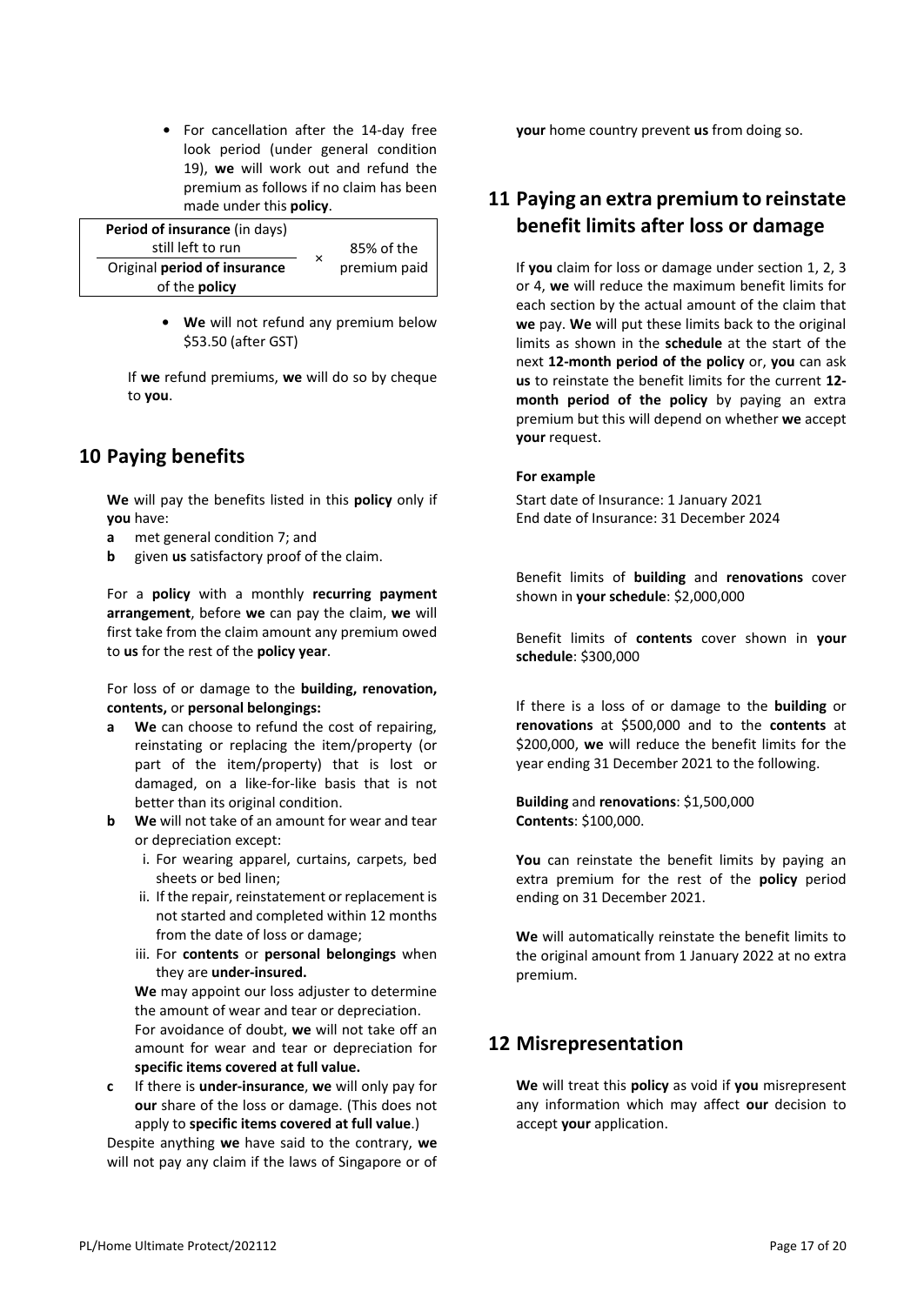- For cancellation after the 14-day free look period (under general condition 19), **we** will work out and refund the premium as follows if no claim has been made under this **policy**.

$$\frac{\textbf{Period of insurance} \text{ (in days) still left to run}}{\text{Original } \textbf{period of insurance} \text{ of the } \textbf{policy}} \times 85\% \text{ of the premium paid}$$

- **We** will not refund any premium below \$53.50 (after GST)

If **we** refund premiums, **we** will do so by cheque to **you**.

## 10 Paying benefits

**We** will pay the benefits listed in this **policy** only if **you** have:

**a** met general condition 7; and

**b** given **us** satisfactory proof of the claim.

For a **policy** with a monthly **recurring payment arrangement**, before **we** can pay the claim, **we** will first take from the claim amount any premium owed to **us** for the rest of the **policy year**.

For loss of or damage to the **building, renovation, contents,** or **personal belongings:**

**a** **We** can choose to refund the cost of repairing, reinstating or replacing the item/property (or part of the item/property) that is lost or damaged, on a like-for-like basis that is not better than its original condition.

**b** **We** will not take of an amount for wear and tear or depreciation except:

i. For wearing apparel, curtains, carpets, bed sheets or bed linen;

ii. If the repair, reinstatement or replacement is not started and completed within 12 months from the date of loss or damage;

iii. For **contents** or **personal belongings** when they are **under-insured.**

**We** may appoint our loss adjuster to determine the amount of wear and tear or depreciation. For avoidance of doubt, **we** will not take off an amount for wear and tear or depreciation for **specific items covered at full value.**

**c** If there is **under-insurance**, **we** will only pay for **our** share of the loss or damage. (This does not apply to **specific items covered at full value**.)

Despite anything **we** have said to the contrary, **we** will not pay any claim if the laws of Singapore or of **your** home country prevent **us** from doing so.

## 11 Paying an extra premium to reinstate benefit limits after loss or damage

If **you** claim for loss or damage under section 1, 2, 3 or 4, **we** will reduce the maximum benefit limits for each section by the actual amount of the claim that **we** pay. **We** will put these limits back to the original limits as shown in the **schedule** at the start of the next **12-month period of the policy** or, **you** can ask **us** to reinstate the benefit limits for the current **12-month period of the policy** by paying an extra premium but this will depend on whether **we** accept **your** request.

**For example**

Start date of Insurance: 1 January 2021
End date of Insurance: 31 December 2024

Benefit limits of **building** and **renovations** cover shown in **your schedule**: \$2,000,000

Benefit limits of **contents** cover shown in **your schedule**: \$300,000

If there is a loss of or damage to the **building** or **renovations** at \$500,000 and to the **contents** at \$200,000, **we** will reduce the benefit limits for the year ending 31 December 2021 to the following.

**Building** and **renovations**: \$1,500,000
**Contents**: \$100,000.

**You** can reinstate the benefit limits by paying an extra premium for the rest of the **policy** period ending on 31 December 2021.

**We** will automatically reinstate the benefit limits to the original amount from 1 January 2022 at no extra premium.

## 12 Misrepresentation

**We** will treat this **policy** as void if **you** misrepresent any information which may affect **our** decision to accept **your** application.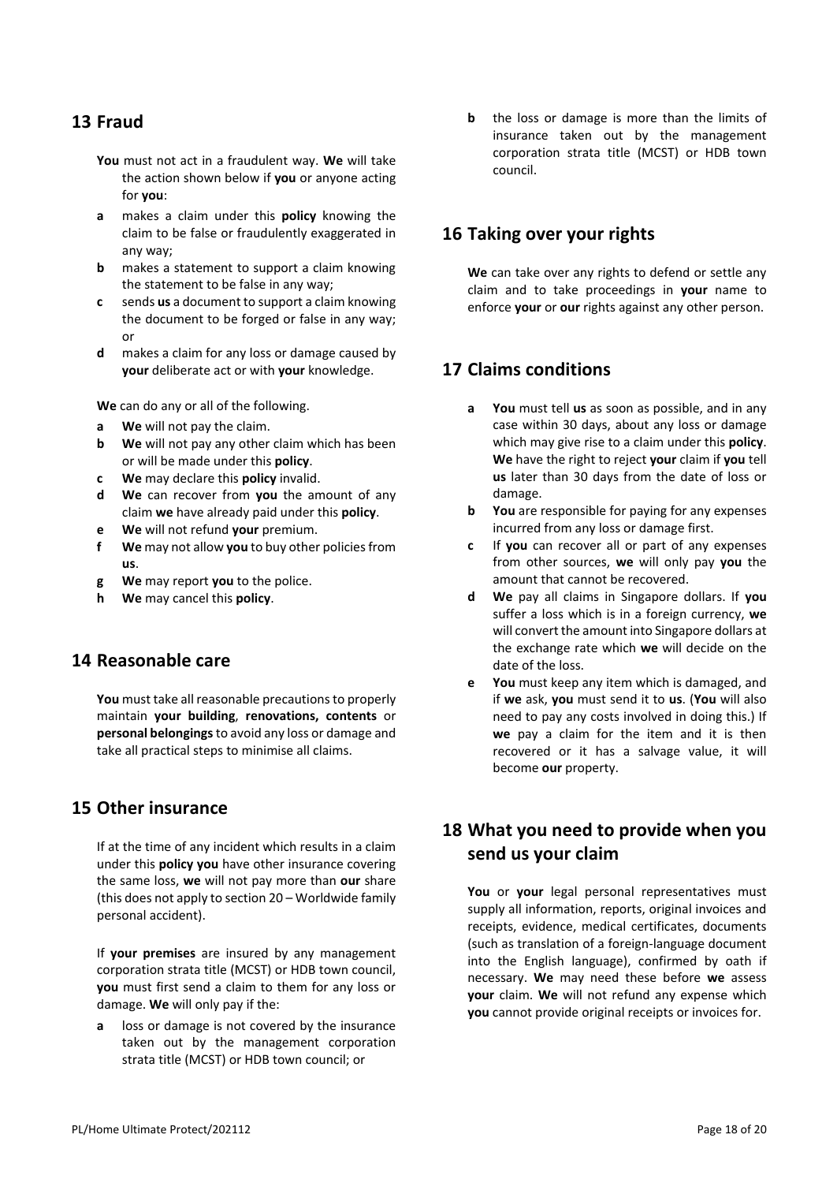## 13 Fraud

**You** must not act in a fraudulent way. **We** will take the action shown below if **you** or anyone acting for **you**:

- **a** makes a claim under this **policy** knowing the claim to be false or fraudulently exaggerated in any way;
- **b** makes a statement to support a claim knowing the statement to be false in any way;
- **c** sends **us** a document to support a claim knowing the document to be forged or false in any way; or
- **d** makes a claim for any loss or damage caused by **your** deliberate act or with **your** knowledge.

**We** can do any or all of the following.

- **a** **We** will not pay the claim.
- **b** **We** will not pay any other claim which has been or will be made under this **policy**.
- **c** **We** may declare this **policy** invalid.
- **d** **We** can recover from **you** the amount of any claim **we** have already paid under this **policy**.
- **e** **We** will not refund **your** premium.
- **f** **We** may not allow **you** to buy other policies from **us**.
- **g** **We** may report **you** to the police.
- **h** **We** may cancel this **policy**.

## 14 Reasonable care

**You** must take all reasonable precautions to properly maintain **your building**, **renovations, contents** or **personal belongings** to avoid any loss or damage and take all practical steps to minimise all claims.

## 15 Other insurance

If at the time of any incident which results in a claim under this **policy you** have other insurance covering the same loss, **we** will not pay more than **our** share (this does not apply to section 20 – Worldwide family personal accident).

If **your premises** are insured by any management corporation strata title (MCST) or HDB town council, **you** must first send a claim to them for any loss or damage. **We** will only pay if the:

- **a** loss or damage is not covered by the insurance taken out by the management corporation strata title (MCST) or HDB town council; or
- **b** the loss or damage is more than the limits of insurance taken out by the management corporation strata title (MCST) or HDB town council.

## 16 Taking over your rights

**We** can take over any rights to defend or settle any claim and to take proceedings in **your** name to enforce **your** or **our** rights against any other person.

## 17 Claims conditions

- **a** **You** must tell **us** as soon as possible, and in any case within 30 days, about any loss or damage which may give rise to a claim under this **policy**. **We** have the right to reject **your** claim if **you** tell **us** later than 30 days from the date of loss or damage.
- **b** **You** are responsible for paying for any expenses incurred from any loss or damage first.
- **c** If **you** can recover all or part of any expenses from other sources, **we** will only pay **you** the amount that cannot be recovered.
- **d** **We** pay all claims in Singapore dollars. If **you** suffer a loss which is in a foreign currency, **we** will convert the amount into Singapore dollars at the exchange rate which **we** will decide on the date of the loss.
- **e** **You** must keep any item which is damaged, and if **we** ask, **you** must send it to **us**. (**You** will also need to pay any costs involved in doing this.) If **we** pay a claim for the item and it is then recovered or it has a salvage value, it will become **our** property.

## 18 What you need to provide when you send us your claim

**You** or **your** legal personal representatives must supply all information, reports, original invoices and receipts, evidence, medical certificates, documents (such as translation of a foreign-language document into the English language), confirmed by oath if necessary. **We** may need these before **we** assess **your** claim. **We** will not refund any expense which **you** cannot provide original receipts or invoices for.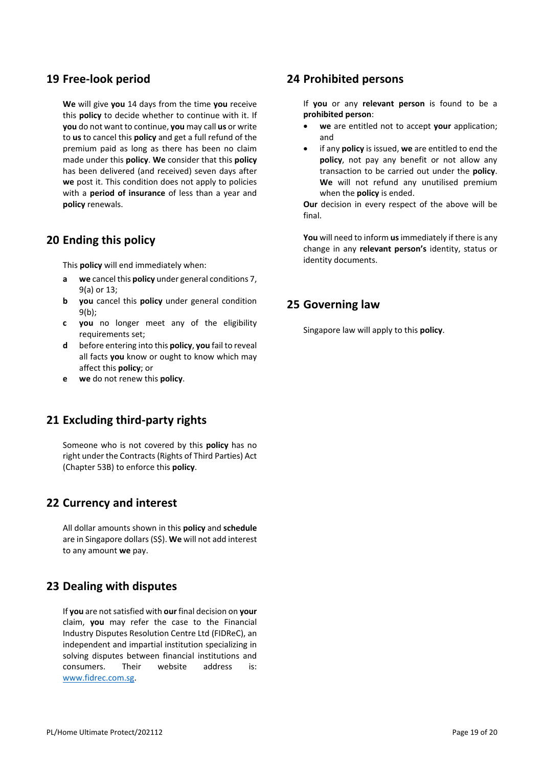## 19 Free-look period

**We** will give **you** 14 days from the time **you** receive this **policy** to decide whether to continue with it. If **you** do not want to continue, **you** may call **us** or write to **us** to cancel this **policy** and get a full refund of the premium paid as long as there has been no claim made under this **policy**. **We** consider that this **policy** has been delivered (and received) seven days after **we** post it. This condition does not apply to policies with a **period of insurance** of less than a year and **policy** renewals.

## 20 Ending this policy

This **policy** will end immediately when:

- **a** **we** cancel this **policy** under general conditions 7, 9(a) or 13;
- **b** **you** cancel this **policy** under general condition 9(b);
- **c** **you** no longer meet any of the eligibility requirements set;
- **d** before entering into this **policy**, **you** fail to reveal all facts **you** know or ought to know which may affect this **policy**; or
- **e** **we** do not renew this **policy**.

## 21 Excluding third-party rights

Someone who is not covered by this **policy** has no right under the Contracts (Rights of Third Parties) Act (Chapter 53B) to enforce this **policy**.

## 22 Currency and interest

All dollar amounts shown in this **policy** and **schedule** are in Singapore dollars (S$). **We** will not add interest to any amount **we** pay.

## 23 Dealing with disputes

If **you** are not satisfied with **our** final decision on **your** claim, **you** may refer the case to the Financial Industry Disputes Resolution Centre Ltd (FIDReC), an independent and impartial institution specializing in solving disputes between financial institutions and consumers. Their website address is: www.fidrec.com.sg.

## 24 Prohibited persons

If **you** or any **relevant person** is found to be a **prohibited person**:

- **we** are entitled not to accept **your** application; and
- if any **policy** is issued, **we** are entitled to end the **policy**, not pay any benefit or not allow any transaction to be carried out under the **policy**. **We** will not refund any unutilised premium when the **policy** is ended.

**Our** decision in every respect of the above will be final.

**You** will need to inform **us** immediately if there is any change in any **relevant person's** identity, status or identity documents.

## 25 Governing law

Singapore law will apply to this **policy**.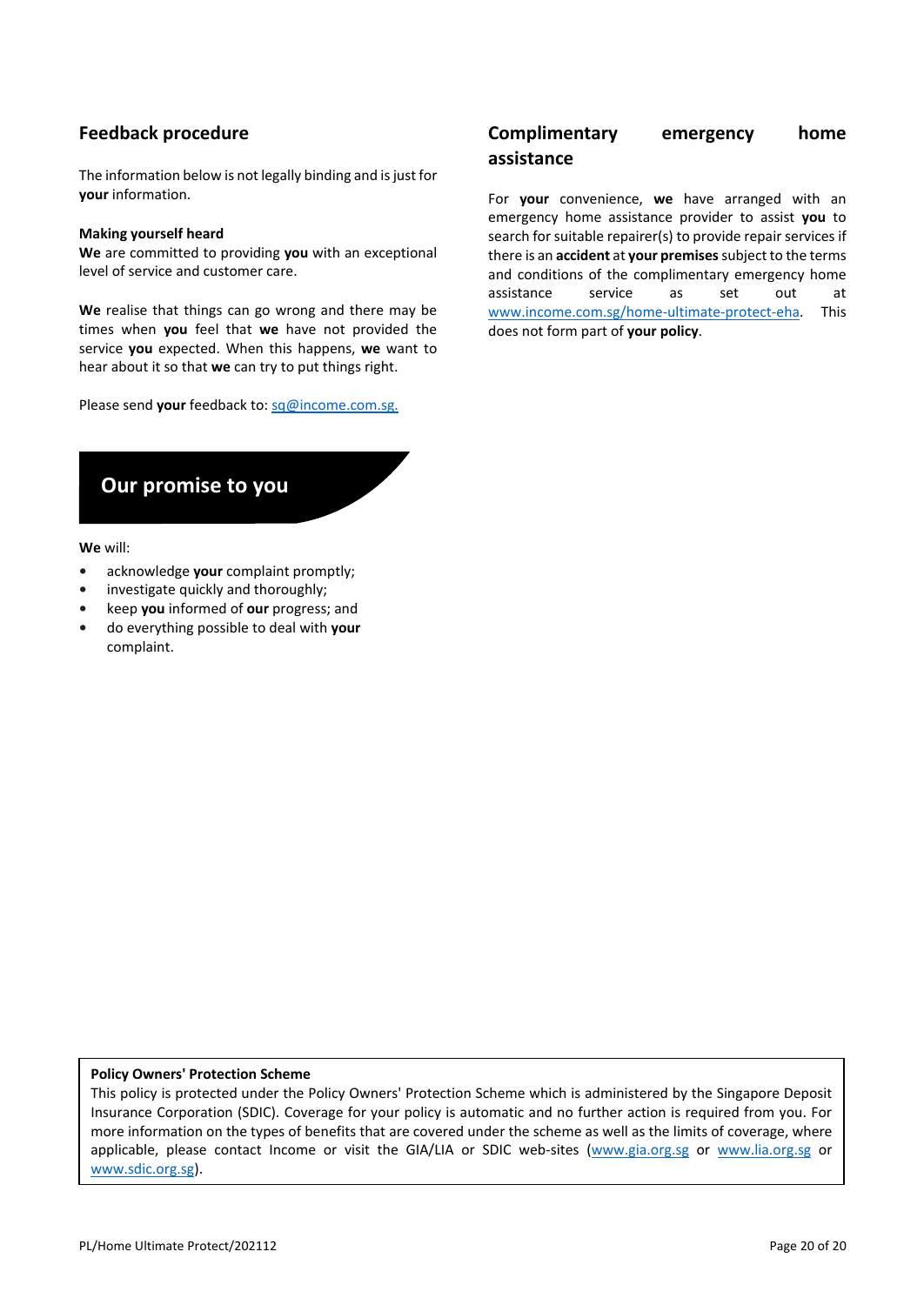## Feedback procedure

The information below is not legally binding and is just for **your** information.

**Making yourself heard**

**We** are committed to providing **you** with an exceptional level of service and customer care.

**We** realise that things can go wrong and there may be times when **you** feel that **we** have not provided the service **you** expected. When this happens, **we** want to hear about it so that **we** can try to put things right.

Please send **your** feedback to: sq@income.com.sg.

## Our promise to you

**We** will:

- acknowledge **your** complaint promptly;
- investigate quickly and thoroughly;
- keep **you** informed of **our** progress; and
- do everything possible to deal with **your** complaint.

## Complimentary emergency home assistance

For **your** convenience, **we** have arranged with an emergency home assistance provider to assist **you** to search for suitable repairer(s) to provide repair services if there is an **accident** at **your premises** subject to the terms and conditions of the complimentary emergency home assistance service as set out at www.income.com.sg/home-ultimate-protect-eha. This does not form part of **your policy**.

**Policy Owners' Protection Scheme**

This policy is protected under the Policy Owners' Protection Scheme which is administered by the Singapore Deposit Insurance Corporation (SDIC). Coverage for your policy is automatic and no further action is required from you. For more information on the types of benefits that are covered under the scheme as well as the limits of coverage, where applicable, please contact Income or visit the GIA/LIA or SDIC web-sites (www.gia.org.sg or www.lia.org.sg or www.sdic.org.sg).

PL/Home Ultimate Protect/202112